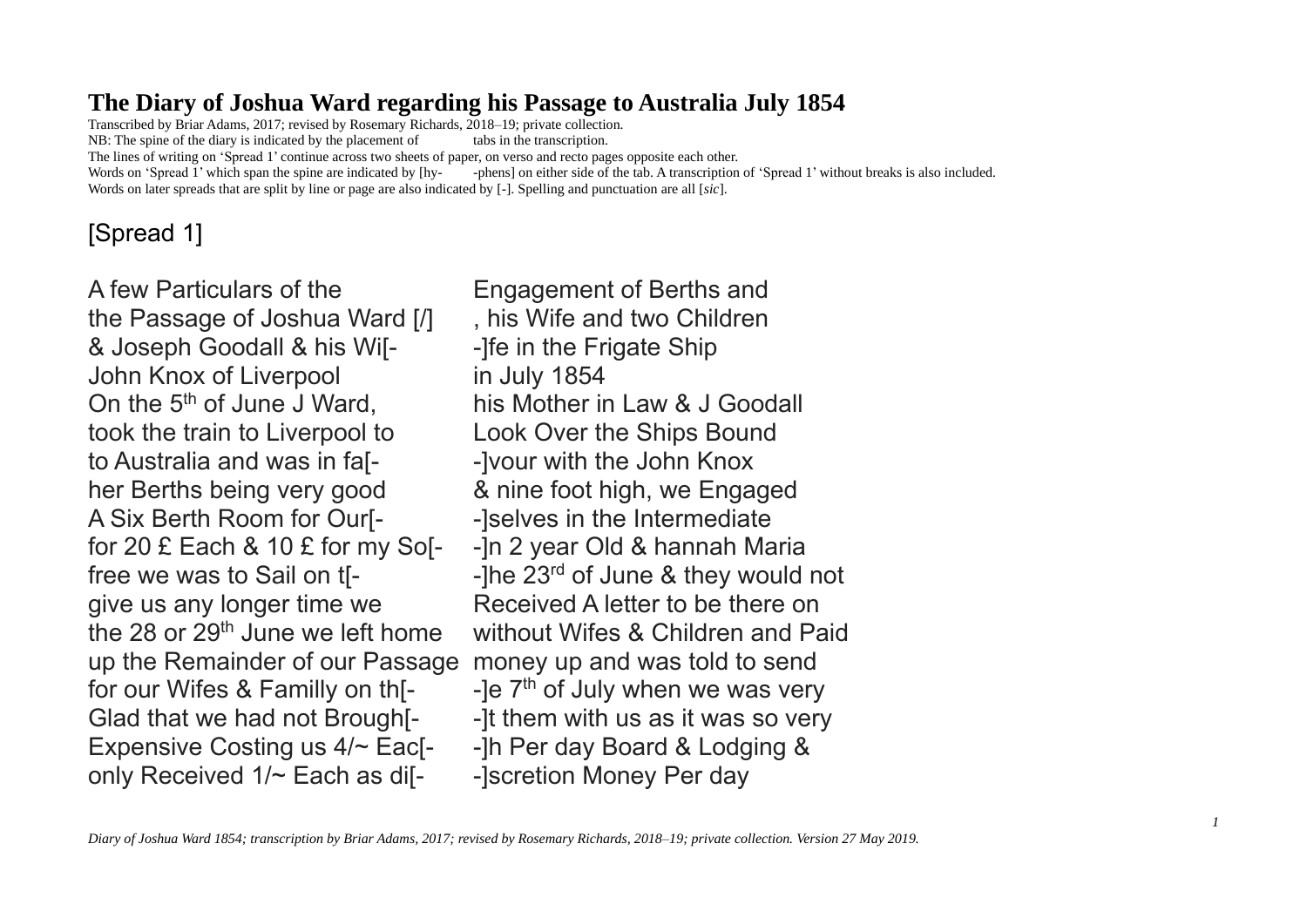# The Diary of Joshua Ward regarding his Passage to Australia July 1854

Transcribed by Briar Adams, 2017; revised by Rosemary Richards, 2018–19; private collection.
NB: The spine of the diary is indicated by the placement of tabs in the transcription.
The lines of writing on 'Spread 1' continue across two sheets of paper, on verso and recto pages opposite each other.
Words on 'Spread 1' which span the spine are indicated by [hy- -phens] on either side of the tab. A transcription of 'Spread 1' without breaks is also included.
Words on later spreads that are split by line or page are also indicated by [-]. Spelling and punctuation are all [*sic*].

## [Spread 1]

A few Particulars of the	Engagement of Berths and
the Passage of Joshua Ward [/]	, his Wife and two Children
& Joseph Goodall & his Wi[-	-]fe in the Frigate Ship
John Knox of Liverpool	in July 1854
On the 5th of June J Ward,	his Mother in Law & J Goodall
took the train to Liverpool to	Look Over the Ships Bound
to Australia and was in fa[-	-]vour with the John Knox
her Berths being very good	& nine foot high, we Engaged
A Six Berth Room for Our[-	-]selves in the Intermediate
for 20 £ Each & 10 £ for my So[-	-]n 2 year Old & hannah Maria
free we was to Sail on t[-	-]he 23rd of June & they would not
give us any longer time we	Received A letter to be there on
the 28 or 29th June we left home	without Wifes & Children and Paid
up the Remainder of our Passage	money up and was told to send
for our Wifes & Familly on th[-	-]e 7th of July when we was very
Glad that we had not Brough[-	-]t them with us as it was so very
Expensive Costing us 4/~ Eac[-	-]h Per day Board & Lodging &
only Received 1/~ Each as di[-	-]scretion Money Per day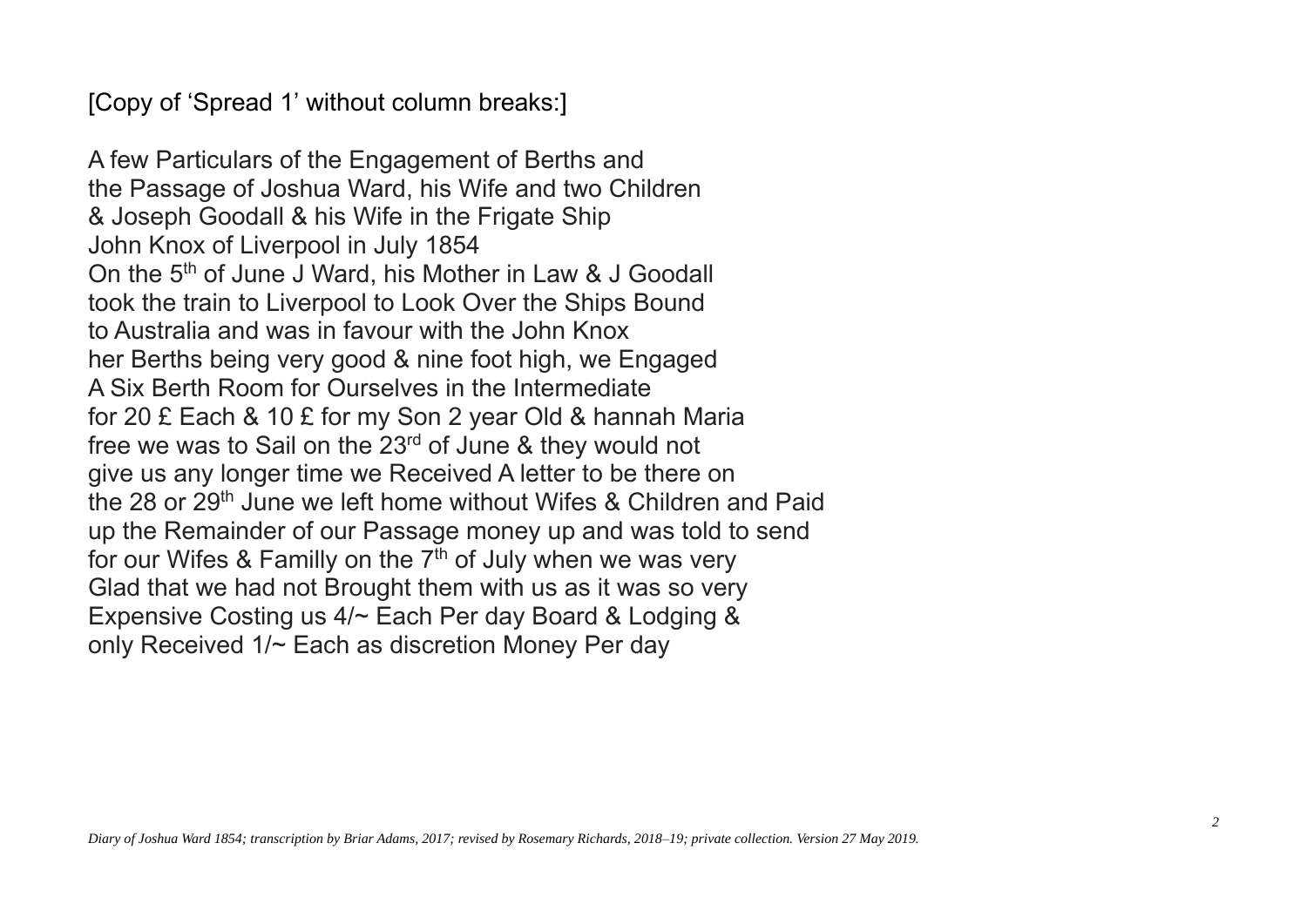[Copy of 'Spread 1' without column breaks:]

A few Particulars of the Engagement of Berths and
the Passage of Joshua Ward, his Wife and two Children
& Joseph Goodall & his Wife in the Frigate Ship
John Knox of Liverpool in July 1854
On the 5th of June J Ward, his Mother in Law & J Goodall
took the train to Liverpool to Look Over the Ships Bound
to Australia and was in favour with the John Knox
her Berths being very good & nine foot high, we Engaged
A Six Berth Room for Ourselves in the Intermediate
for 20 £ Each & 10 £ for my Son 2 year Old & hannah Maria
free we was to Sail on the 23rd of June & they would not
give us any longer time we Received A letter to be there on
the 28 or 29th June we left home without Wifes & Children and Paid
up the Remainder of our Passage money up and was told to send
for our Wifes & Familly on the 7th of July when we was very
Glad that we had not Brought them with us as it was so very
Expensive Costing us 4/~ Each Per day Board & Lodging &
only Received 1/~ Each as discretion Money Per day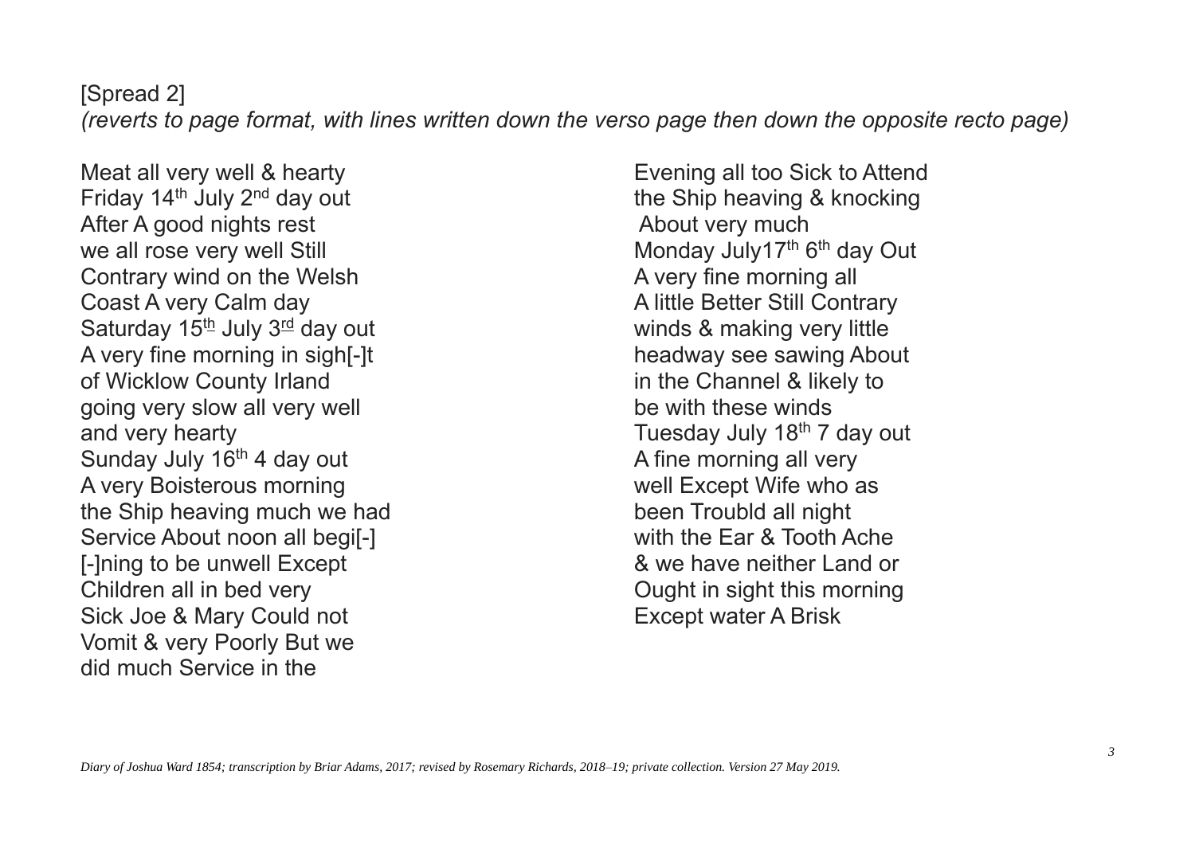[Spread 2]

*(reverts to page format, with lines written down the verso page then down the opposite recto page)*

Meat all very well & hearty
Friday 14th July 2nd day out
After A good nights rest
we all rose very well Still
Contrary wind on the Welsh
Coast A very Calm day
Saturday 15th July 3rd day out
A very fine morning in sigh[-]t
of Wicklow County Irland
going very slow all very well
and very hearty
Sunday July 16th 4 day out
A very Boisterous morning
the Ship heaving much we had
Service About noon all begi[-]
[-]ning to be unwell Except
Children all in bed very
Sick Joe & Mary Could not
Vomit & very Poorly But we
did much Service in the

Evening all too Sick to Attend
the Ship heaving & knocking
About very much
Monday July17th 6th day Out
A very fine morning all
A little Better Still Contrary
winds & making very little
headway see sawing About
in the Channel & likely to
be with these winds
Tuesday July 18th 7 day out
A fine morning all very
well Except Wife who as
been Troubld all night
with the Ear & Tooth Ache
& we have neither Land or
Ought in sight this morning
Except water A Brisk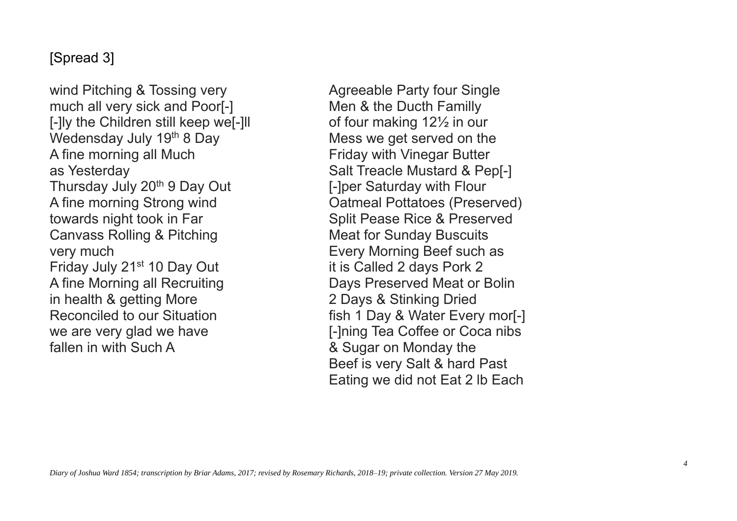[Spread 3]

wind Pitching & Tossing very
much all very sick and Poor[-]
[-]ly the Children still keep we[-]ll
Wedensday July 19th 8 Day
A fine morning all Much
as Yesterday
Thursday July 20th 9 Day Out
A fine morning Strong wind
towards night took in Far
Canvass Rolling & Pitching
very much
Friday July 21st 10 Day Out
A fine Morning all Recruiting
in health & getting More
Reconciled to our Situation
we are very glad we have
fallen in with Such A

Agreeable Party four Single
Men & the Ducth Familly
of four making 12½ in our
Mess we get served on the
Friday with Vinegar Butter
Salt Treacle Mustard & Pep[-]
[-]per Saturday with Flour
Oatmeal Pottatoes (Preserved)
Split Pease Rice & Preserved
Meat for Sunday Buscuits
Every Morning Beef such as
it is Called 2 days Pork 2
Days Preserved Meat or Bolin
2 Days & Stinking Dried
fish 1 Day & Water Every mor[-]
[-]ning Tea Coffee or Coca nibs
& Sugar on Monday the
Beef is very Salt & hard Past
Eating we did not Eat 2 lb Each

*Diary of Joshua Ward 1854; transcription by Briar Adams, 2017; revised by Rosemary Richards, 2018–19; private collection. Version 27 May 2019.*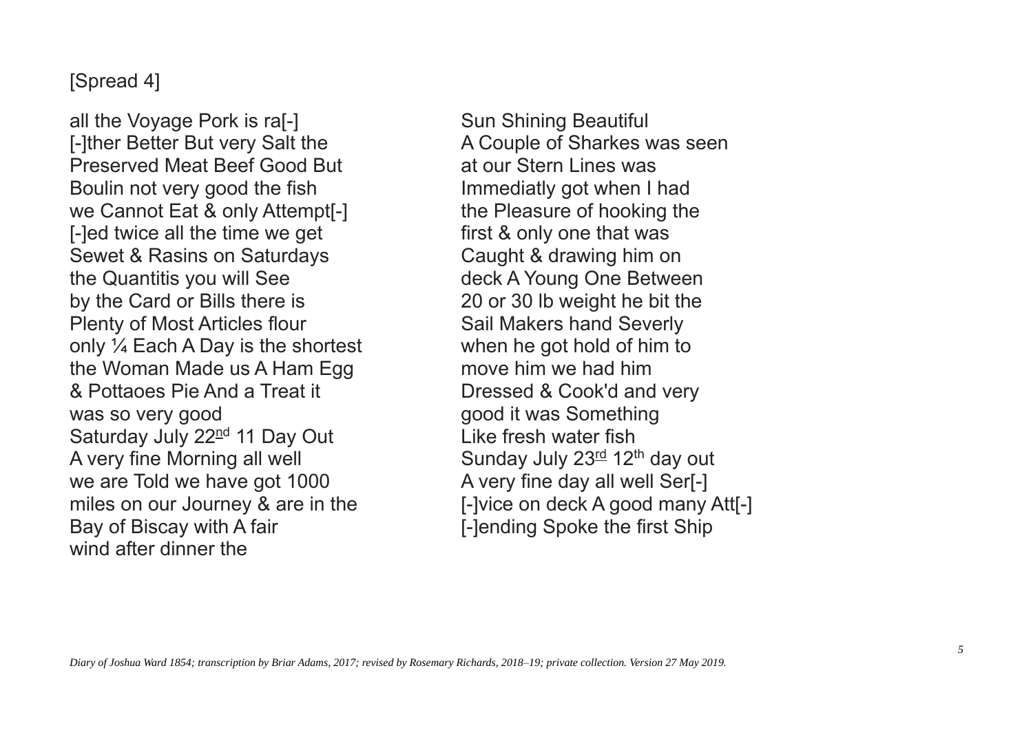[Spread 4]

all the Voyage Pork is ra[-]
[-]ther Better But very Salt the
Preserved Meat Beef Good But
Boulin not very good the fish
we Cannot Eat & only Attempt[-]
[-]ed twice all the time we get
Sewet & Rasins on Saturdays
the Quantitis you will See
by the Card or Bills there is
Plenty of Most Articles flour
only ¼ Each A Day is the shortest
the Woman Made us A Ham Egg
& Pottaoes Pie And a Treat it
was so very good
Saturday July 22nd 11 Day Out
A very fine Morning all well
we are Told we have got 1000
miles on our Journey & are in the
Bay of Biscay with A fair
wind after dinner the

Sun Shining Beautiful
A Couple of Sharkes was seen
at our Stern Lines was
Immediatly got when I had
the Pleasure of hooking the
first & only one that was
Caught & drawing him on
deck A Young One Between
20 or 30 lb weight he bit the
Sail Makers hand Severly
when he got hold of him to
move him we had him
Dressed & Cook'd and very
good it was Something
Like fresh water fish
Sunday July 23rd 12th day out
A very fine day all well Ser[-]
[-]vice on deck A good many Att[-]
[-]ending Spoke the first Ship

*Diary of Joshua Ward 1854; transcription by Briar Adams, 2017; revised by Rosemary Richards, 2018–19; private collection. Version 27 May 2019.*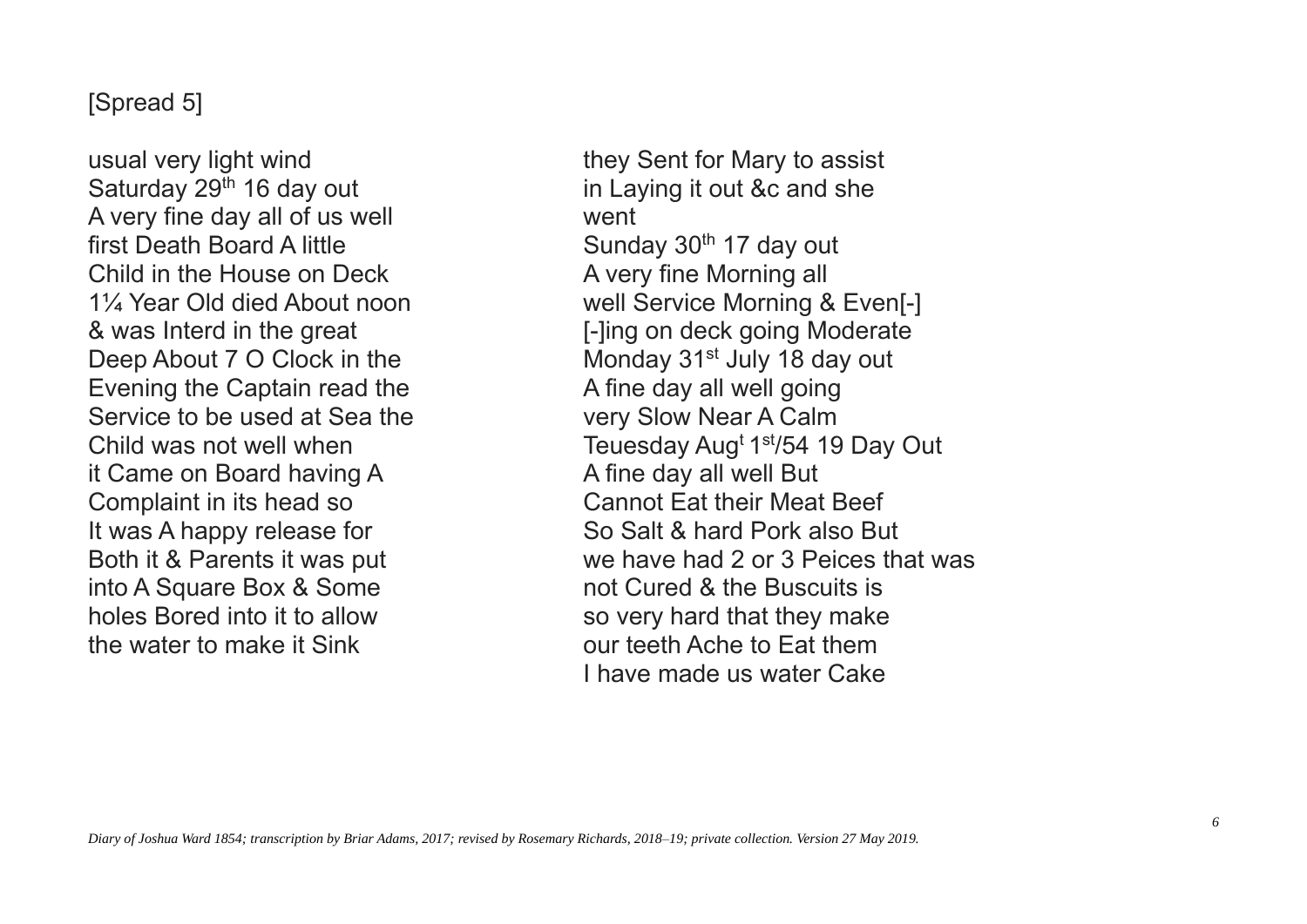[Spread 5]

usual very light wind
Saturday 29th 16 day out
A very fine day all of us well
first Death Board A little
Child in the House on Deck
1¼ Year Old died About noon
& was Interd in the great
Deep About 7 O Clock in the
Evening the Captain read the
Service to be used at Sea the
Child was not well when
it Came on Board having A
Complaint in its head so
It was A happy release for
Both it & Parents it was put
into A Square Box & Some
holes Bored into it to allow
the water to make it Sink

they Sent for Mary to assist
in Laying it out &c and she
went
Sunday 30th 17 day out
A very fine Morning all
well Service Morning & Even[-]
[-]ing on deck going Moderate
Monday 31st July 18 day out
A fine day all well going
very Slow Near A Calm
Teuesday Augt 1st/54 19 Day Out
A fine day all well But
Cannot Eat their Meat Beef
So Salt & hard Pork also But
we have had 2 or 3 Peices that was
not Cured & the Buscuits is
so very hard that they make
our teeth Ache to Eat them
I have made us water Cake

*Diary of Joshua Ward 1854; transcription by Briar Adams, 2017; revised by Rosemary Richards, 2018–19; private collection. Version 27 May 2019.*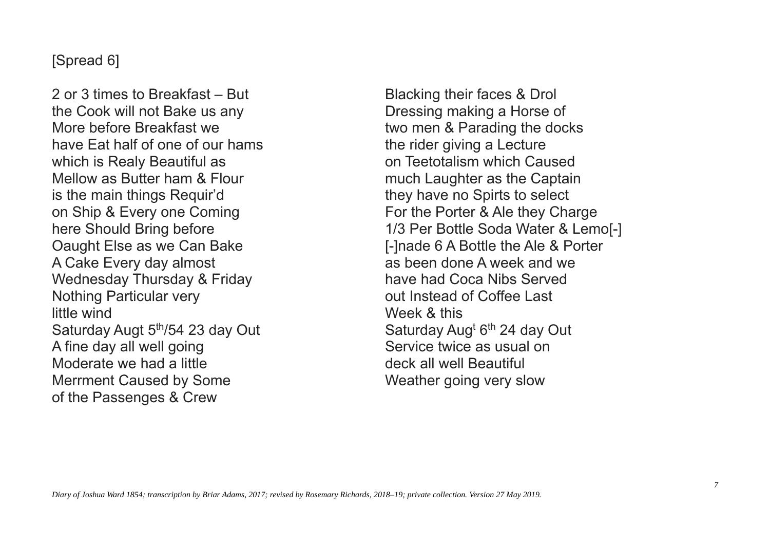[Spread 6]

2 or 3 times to Breakfast – But
the Cook will not Bake us any
More before Breakfast we
have Eat half of one of our hams
which is Realy Beautiful as
Mellow as Butter ham & Flour
is the main things Requir'd
on Ship & Every one Coming
here Should Bring before
Oaught Else as we Can Bake
A Cake Every day almost
Wednesday Thursday & Friday
Nothing Particular very
little wind
Saturday Augt 5th/54 23 day Out
A fine day all well going
Moderate we had a little
Merrment Caused by Some
of the Passenges & Crew

Blacking their faces & Drol
Dressing making a Horse of
two men & Parading the docks
the rider giving a Lecture
on Teetotalism which Caused
much Laughter as the Captain
they have no Spirts to select
For the Porter & Ale they Charge
1/3 Per Bottle Soda Water & Lemo[-]
[-]nade 6 A Bottle the Ale & Porter
as been done A week and we
have had Coca Nibs Served
out Instead of Coffee Last
Week & this
Saturday Augt 6th 24 day Out
Service twice as usual on
deck all well Beautiful
Weather going very slow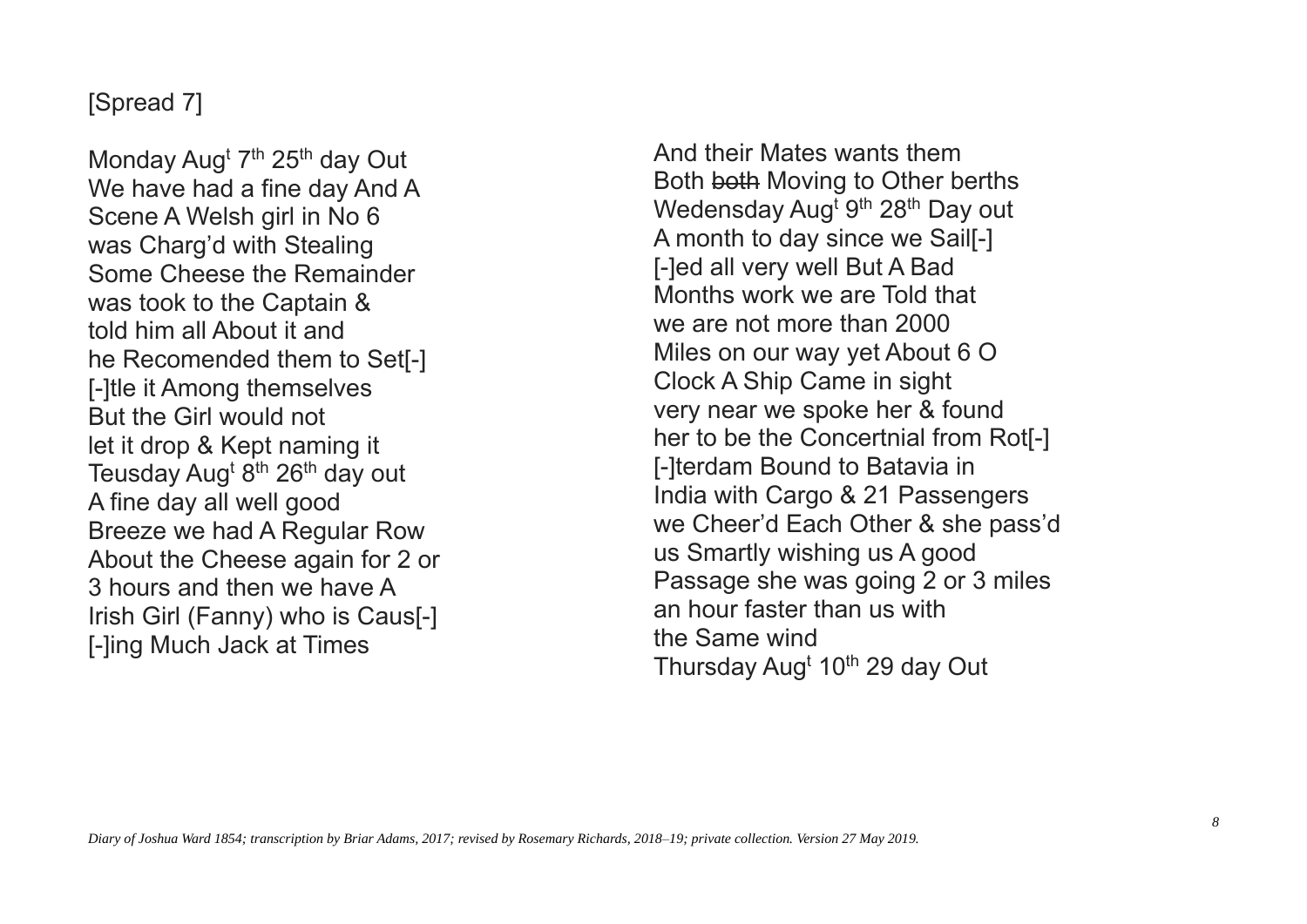[Spread 7]

Monday Aug$^{t}$ 7$^{th}$ 25$^{th}$ day Out
We have had a fine day And A
Scene A Welsh girl in No 6
was Charg'd with Stealing
Some Cheese the Remainder
was took to the Captain &
told him all About it and
he Recomended them to Set[-]
[-]tle it Among themselves
But the Girl would not
let it drop & Kept naming it
Teusday Aug$^{t}$ 8$^{th}$ 26$^{th}$ day out
A fine day all well good
Breeze we had A Regular Row
About the Cheese again for 2 or
3 hours and then we have A
Irish Girl (Fanny) who is Caus[-]
[-]ing Much Jack at Times

And their Mates wants them
Both ~~both~~ Moving to Other berths
Wedensday Aug$^{t}$ 9$^{th}$ 28$^{th}$ Day out
A month to day since we Sail[-]
[-]ed all very well But A Bad
Months work we are Told that
we are not more than 2000
Miles on our way yet About 6 O
Clock A Ship Came in sight
very near we spoke her & found
her to be the Concertnial from Rot[-]
[-]terdam Bound to Batavia in
India with Cargo & 21 Passengers
we Cheer'd Each Other & she pass'd
us Smartly wishing us A good
Passage she was going 2 or 3 miles
an hour faster than us with
the Same wind
Thursday Aug$^{t}$ 10$^{th}$ 29 day Out

*Diary of Joshua Ward 1854; transcription by Briar Adams, 2017; revised by Rosemary Richards, 2018–19; private collection. Version 27 May 2019.*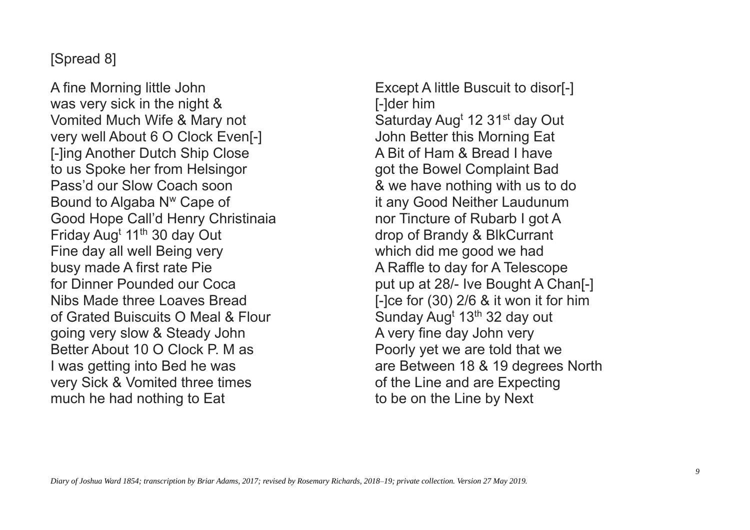[Spread 8]

A fine Morning little John
was very sick in the night &
Vomited Much Wife & Mary not
very well About 6 O Clock Even[-]
[-]ing Another Dutch Ship Close
to us Spoke her from Helsingor
Pass'd our Slow Coach soon
Bound to Algaba N$^{w}$ Cape of
Good Hope Call'd Henry Christinaia
Friday Aug$^{t}$ 11$^{th}$ 30 day Out
Fine day all well Being very
busy made A first rate Pie
for Dinner Pounded our Coca
Nibs Made three Loaves Bread
of Grated Buiscuits O Meal & Flour
going very slow & Steady John
Better About 10 O Clock P. M as
I was getting into Bed he was
very Sick & Vomited three times
much he had nothing to Eat
Except A little Buscuit to disor[-]
[-]der him
Saturday Aug$^{t}$ 12 31$^{st}$ day Out
John Better this Morning Eat
A Bit of Ham & Bread I have
got the Bowel Complaint Bad
& we have nothing with us to do
it any Good Neither Laudunum
nor Tincture of Rubarb I got A
drop of Brandy & BlkCurrant
which did me good we had
A Raffle to day for A Telescope
put up at 28/- Ive Bought A Chan[-]
[-]ce for (30) 2/6 & it won it for him
Sunday Aug$^{t}$ 13$^{th}$ 32 day out
A very fine day John very
Poorly yet we are told that we
are Between 18 & 19 degrees North
of the Line and are Expecting
to be on the Line by Next

*Diary of Joshua Ward 1854; transcription by Briar Adams, 2017; revised by Rosemary Richards, 2018–19; private collection. Version 27 May 2019.*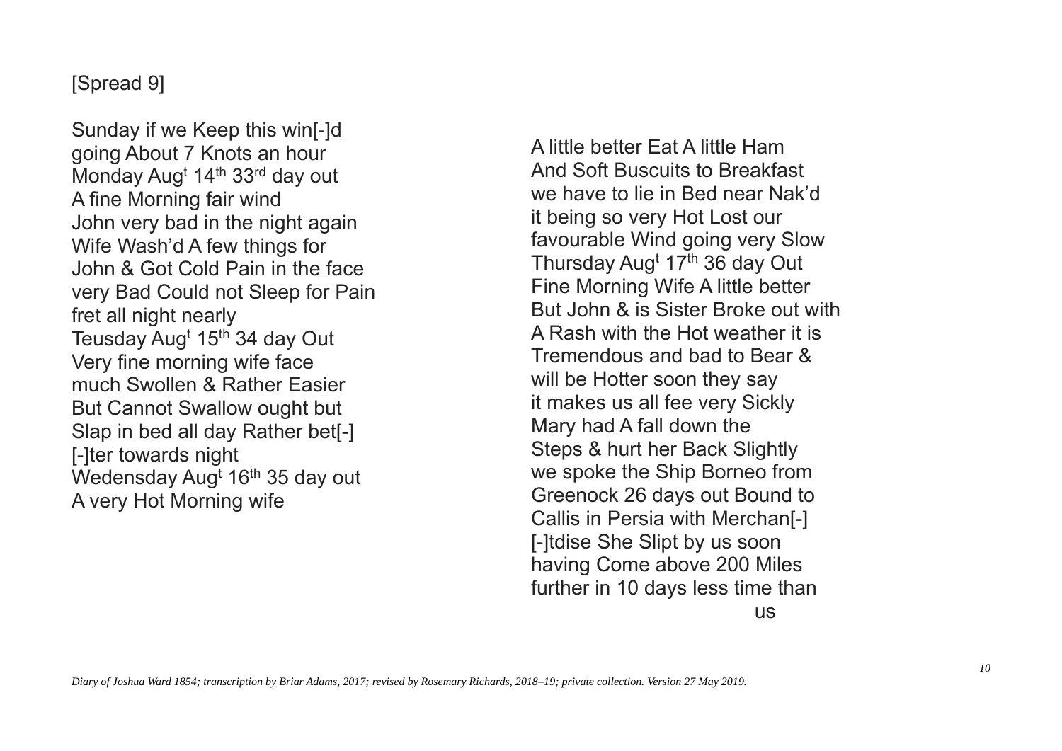[Spread 9]

Sunday if we Keep this win[-]d
going About 7 Knots an hour
Monday Aug$^{t}$ 14$^{th}$ 33$^{\underline{rd}}$ day out
A fine Morning fair wind
John very bad in the night again
Wife Wash'd A few things for
John & Got Cold Pain in the face
very Bad Could not Sleep for Pain
fret all night nearly
Teusday Aug$^{t}$ 15$^{th}$ 34 day Out
Very fine morning wife face
much Swollen & Rather Easier
But Cannot Swallow ought but
Slap in bed all day Rather bet[-]
[-]ter towards night
Wedensday Aug$^{t}$ 16$^{th}$ 35 day out
A very Hot Morning wife

A little better Eat A little Ham
And Soft Buscuits to Breakfast
we have to lie in Bed near Nak'd
it being so very Hot Lost our
favourable Wind going very Slow
Thursday Aug$^{t}$ 17$^{th}$ 36 day Out
Fine Morning Wife A little better
But John & is Sister Broke out with
A Rash with the Hot weather it is
Tremendous and bad to Bear &
will be Hotter soon they say
it makes us all fee very Sickly
Mary had A fall down the
Steps & hurt her Back Slightly
we spoke the Ship Borneo from
Greenock 26 days out Bound to
Callis in Persia with Merchan[-]
[-]tdise She Slipt by us soon
having Come above 200 Miles
further in 10 days less time than
us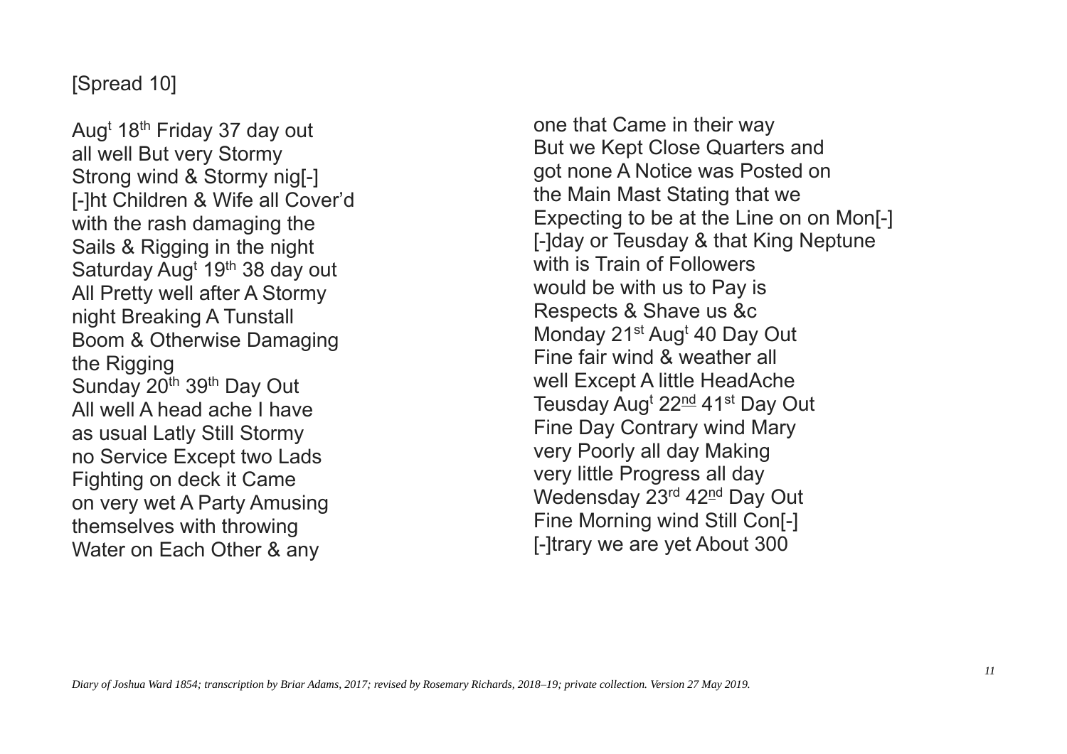[Spread 10]

Aug[t] 18[th] Friday 37 day out
all well But very Stormy
Strong wind & Stormy nig[-]
[-]ht Children & Wife all Cover'd
with the rash damaging the
Sails & Rigging in the night
Saturday Aug[t] 19[th] 38 day out
All Pretty well after A Stormy
night Breaking A Tunstall
Boom & Otherwise Damaging
the Rigging
Sunday 20[th] 39[th] Day Out
All well A head ache I have
as usual Latly Still Stormy
no Service Except two Lads
Fighting on deck it Came
on very wet A Party Amusing
themselves with throwing
Water on Each Other & any

one that Came in their way
But we Kept Close Quarters and
got none A Notice was Posted on
the Main Mast Stating that we
Expecting to be at the Line on on Mon[-]
[-]day or Teusday & that King Neptune
with is Train of Followers
would be with us to Pay is
Respects & Shave us &c
Monday 21[st] Aug[t] 40 Day Out
Fine fair wind & weather all
well Except A little HeadAche
Teusday Aug[t] 22[nd] 41[st] Day Out
Fine Day Contrary wind Mary
very Poorly all day Making
very little Progress all day
Wedensday 23[rd] 42[nd] Day Out
Fine Morning wind Still Con[-]
[-]trary we are yet About 300

*Diary of Joshua Ward 1854; transcription by Briar Adams, 2017; revised by Rosemary Richards, 2018–19; private collection. Version 27 May 2019.*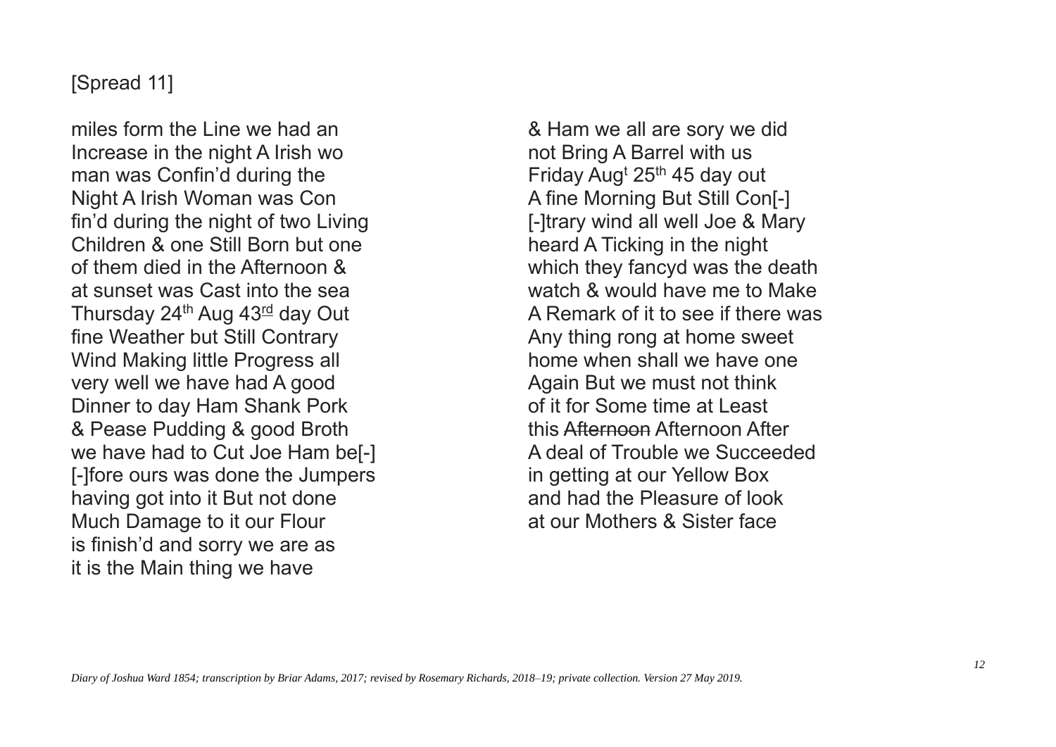[Spread 11]

miles form the Line we had an
Increase in the night A Irish wo
man was Confin'd during the
Night A Irish Woman was Con
fin'd during the night of two Living
Children & one Still Born but one
of them died in the Afternoon &
at sunset was Cast into the sea
Thursday 24th Aug 43rd day Out
fine Weather but Still Contrary
Wind Making little Progress all
very well we have had A good
Dinner to day Ham Shank Pork
& Pease Pudding & good Broth
we have had to Cut Joe Ham be[-]
[-]fore ours was done the Jumpers
having got into it But not done
Much Damage to it our Flour
is finish'd and sorry we are as
it is the Main thing we have

& Ham we all are sory we did
not Bring A Barrel with us
Friday Augt 25th 45 day out
A fine Morning But Still Con[-]
[-]trary wind all well Joe & Mary
heard A Ticking in the night
which they fancyd was the death
watch & would have me to Make
A Remark of it to see if there was
Any thing rong at home sweet
home when shall we have one
Again But we must not think
of it for Some time at Least
this ~~Afternoon~~ Afternoon After
A deal of Trouble we Succeeded
in getting at our Yellow Box
and had the Pleasure of look
at our Mothers & Sister face

*Diary of Joshua Ward 1854; transcription by Briar Adams, 2017; revised by Rosemary Richards, 2018–19; private collection. Version 27 May 2019.*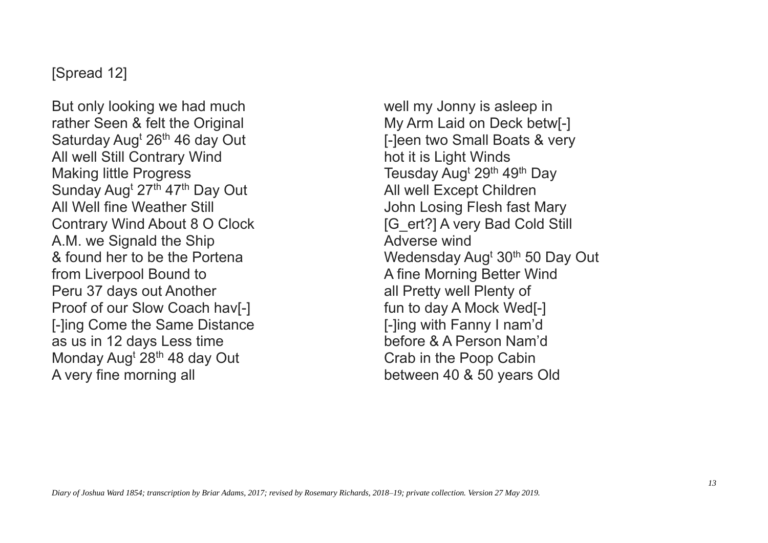[Spread 12]

But only looking we had much
rather Seen & felt the Original
Saturday Aug$^{t}$ 26$^{th}$ 46 day Out
All well Still Contrary Wind
Making little Progress
Sunday Aug$^{t}$ 27$^{th}$ 47$^{th}$ Day Out
All Well fine Weather Still
Contrary Wind About 8 O Clock
A.M. we Signald the Ship
& found her to be the Portena
from Liverpool Bound to
Peru 37 days out Another
Proof of our Slow Coach hav[-]
[-]ing Come the Same Distance
as us in 12 days Less time
Monday Aug$^{t}$ 28$^{th}$ 48 day Out
A very fine morning all

well my Jonny is asleep in
My Arm Laid on Deck betw[-]
[-]een two Small Boats & very
hot it is Light Winds
Teusday Aug$^{t}$ 29$^{th}$ 49$^{th}$ Day
All well Except Children
John Losing Flesh fast Mary
[G_ert?] A very Bad Cold Still
Adverse wind
Wedensday Aug$^{t}$ 30$^{th}$ 50 Day Out
A fine Morning Better Wind
all Pretty well Plenty of
fun to day A Mock Wed[-]
[-]ing with Fanny I nam'd
before & A Person Nam'd
Crab in the Poop Cabin
between 40 & 50 years Old

*Diary of Joshua Ward 1854; transcription by Briar Adams, 2017; revised by Rosemary Richards, 2018–19; private collection. Version 27 May 2019.*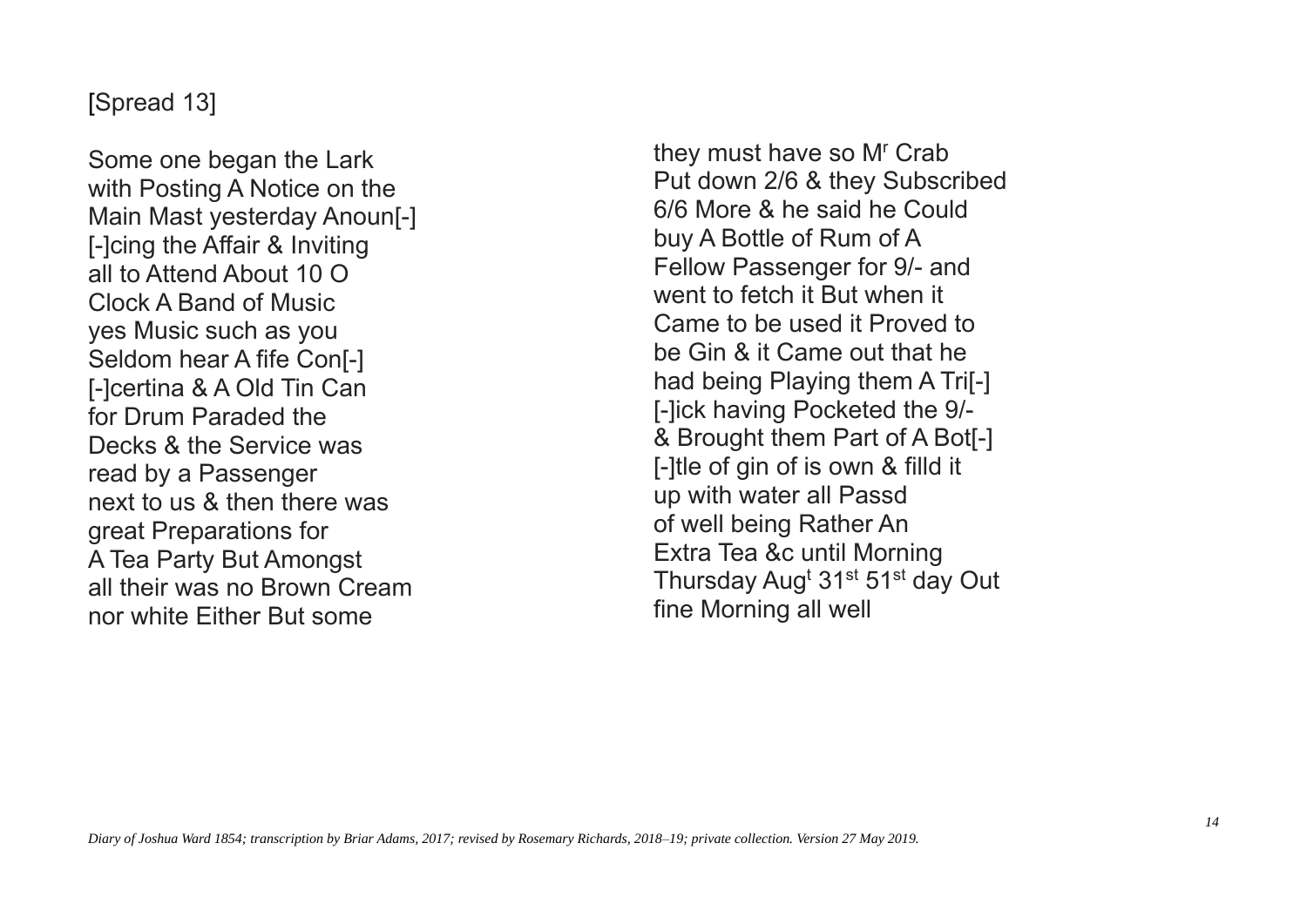[Spread 13]

Some one began the Lark
with Posting A Notice on the
Main Mast yesterday Anoun[-]
[-]cing the Affair & Inviting
all to Attend About 10 O
Clock A Band of Music
yes Music such as you
Seldom hear A fife Con[-]
[-]certina & A Old Tin Can
for Drum Paraded the
Decks & the Service was
read by a Passenger
next to us & then there was
great Preparations for
A Tea Party But Amongst
all their was no Brown Cream
nor white Either But some

they must have so M^r^ Crab
Put down 2/6 & they Subscribed
6/6 More & he said he Could
buy A Bottle of Rum of A
Fellow Passenger for 9/- and
went to fetch it But when it
Came to be used it Proved to
be Gin & it Came out that he
had being Playing them A Tri[-]
[-]ick having Pocketed the 9/-
& Brought them Part of A Bot[-]
[-]tle of gin of is own & filld it
up with water all Passd
of well being Rather An
Extra Tea &c until Morning
Thursday Aug^t^ 31^st^ 51^st^ day Out
fine Morning all well

*Diary of Joshua Ward 1854; transcription by Briar Adams, 2017; revised by Rosemary Richards, 2018–19; private collection. Version 27 May 2019.*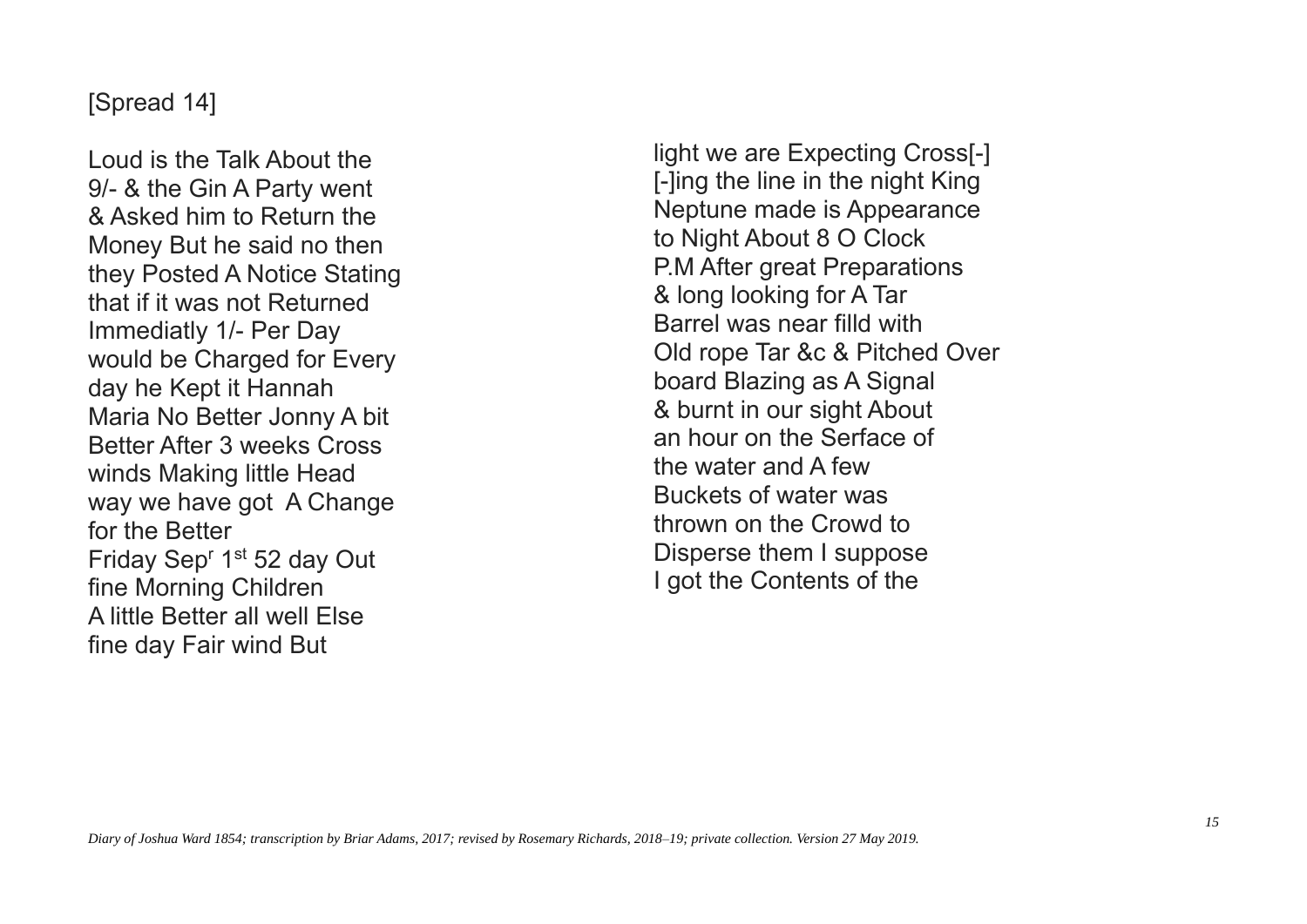[Spread 14]

Loud is the Talk About the
9/- & the Gin A Party went
& Asked him to Return the
Money But he said no then
they Posted A Notice Stating
that if it was not Returned
Immediatly 1/- Per Day
would be Charged for Every
day he Kept it Hannah
Maria No Better Jonny A bit
Better After 3 weeks Cross
winds Making little Head
way we have got A Change
for the Better
Friday Sep^r 1^st 52 day Out
fine Morning Children
A little Better all well Else
fine day Fair wind But

light we are Expecting Cross[-]
[-]ing the line in the night King
Neptune made is Appearance
to Night About 8 O Clock
P.M After great Preparations
& long looking for A Tar
Barrel was near filld with
Old rope Tar &c & Pitched Over
board Blazing as A Signal
& burnt in our sight About
an hour on the Serface of
the water and A few
Buckets of water was
thrown on the Crowd to
Disperse them I suppose
I got the Contents of the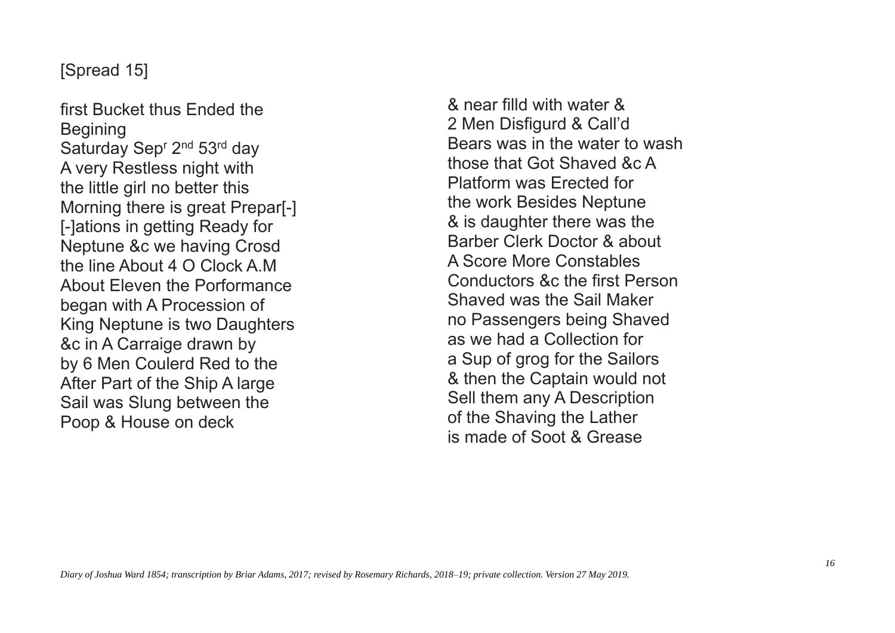[Spread 15]

first Bucket thus Ended the Begining
Saturday Sep[r] 2[nd] 53[rd] day
A very Restless night with the little girl no better this Morning there is great Prepar[-] [-]ations in getting Ready for Neptune &c we having Crosd the line About 4 O Clock A.M About Eleven the Porformance began with A Procession of King Neptune is two Daughters &c in A Carraige drawn by by 6 Men Coulerd Red to the After Part of the Ship A large Sail was Slung between the Poop & House on deck

& near filld with water & 2 Men Disfigurd & Call'd Bears was in the water to wash those that Got Shaved &c A Platform was Erected for the work Besides Neptune & is daughter there was the Barber Clerk Doctor & about A Score More Constables Conductors &c the first Person Shaved was the Sail Maker no Passengers being Shaved as we had a Collection for a Sup of grog for the Sailors & then the Captain would not Sell them any A Description of the Shaving the Lather is made of Soot & Grease

*Diary of Joshua Ward 1854; transcription by Briar Adams, 2017; revised by Rosemary Richards, 2018–19; private collection. Version 27 May 2019.*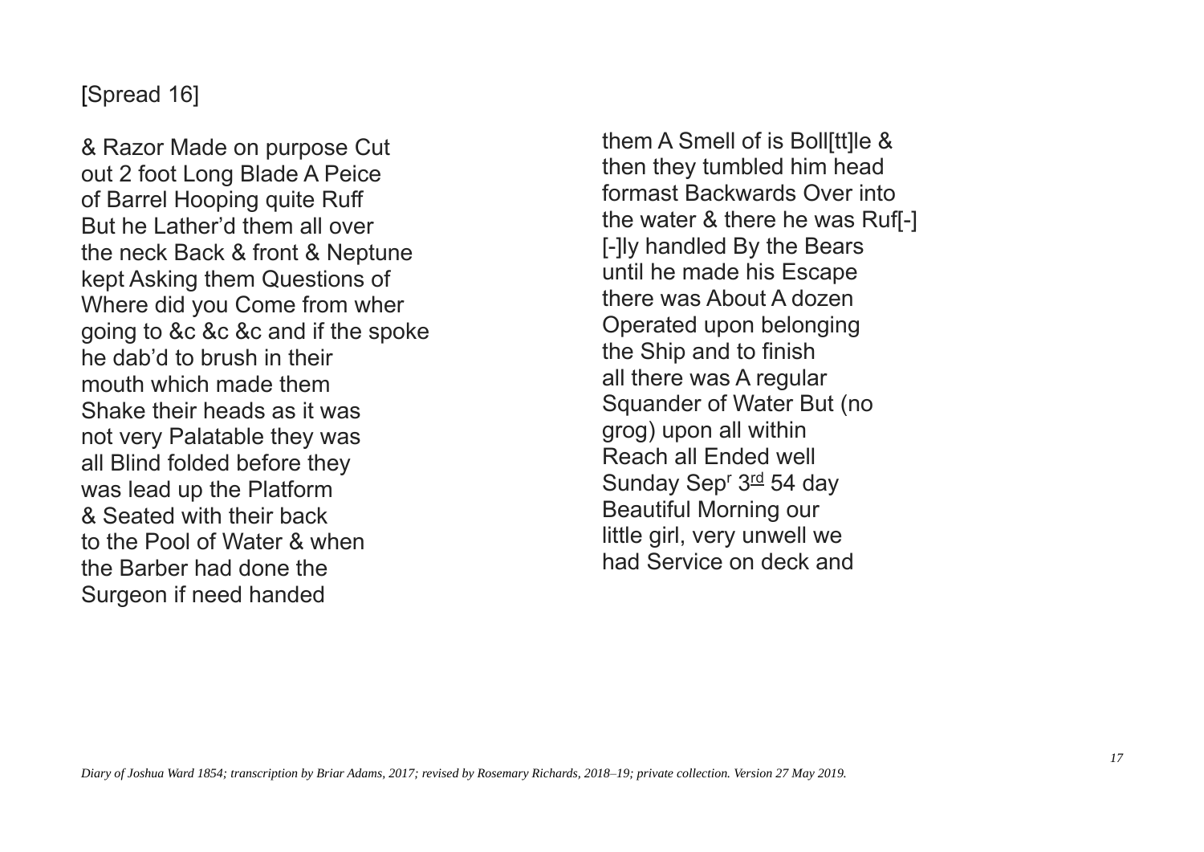[Spread 16]

& Razor Made on purpose Cut
out 2 foot Long Blade A Peice
of Barrel Hooping quite Ruff
But he Lather'd them all over
the neck Back & front & Neptune
kept Asking them Questions of
Where did you Come from wher
going to &c &c &c and if the spoke
he dab'd to brush in their
mouth which made them
Shake their heads as it was
not very Palatable they was
all Blind folded before they
was lead up the Platform
& Seated with their back
to the Pool of Water & when
the Barber had done the
Surgeon if need handed

them A Smell of is Boll[tt]le &
then they tumbled him head
formast Backwards Over into
the water & there he was Ruf[-]
[-]ly handled By the Bears
until he made his Escape
there was About A dozen
Operated upon belonging
the Ship and to finish
all there was A regular
Squander of Water But (no
grog) upon all within
Reach all Ended well
Sunday Sep[r] 3[rd] 54 day
Beautiful Morning our
little girl, very unwell we
had Service on deck and

*Diary of Joshua Ward 1854; transcription by Briar Adams, 2017; revised by Rosemary Richards, 2018–19; private collection. Version 27 May 2019.*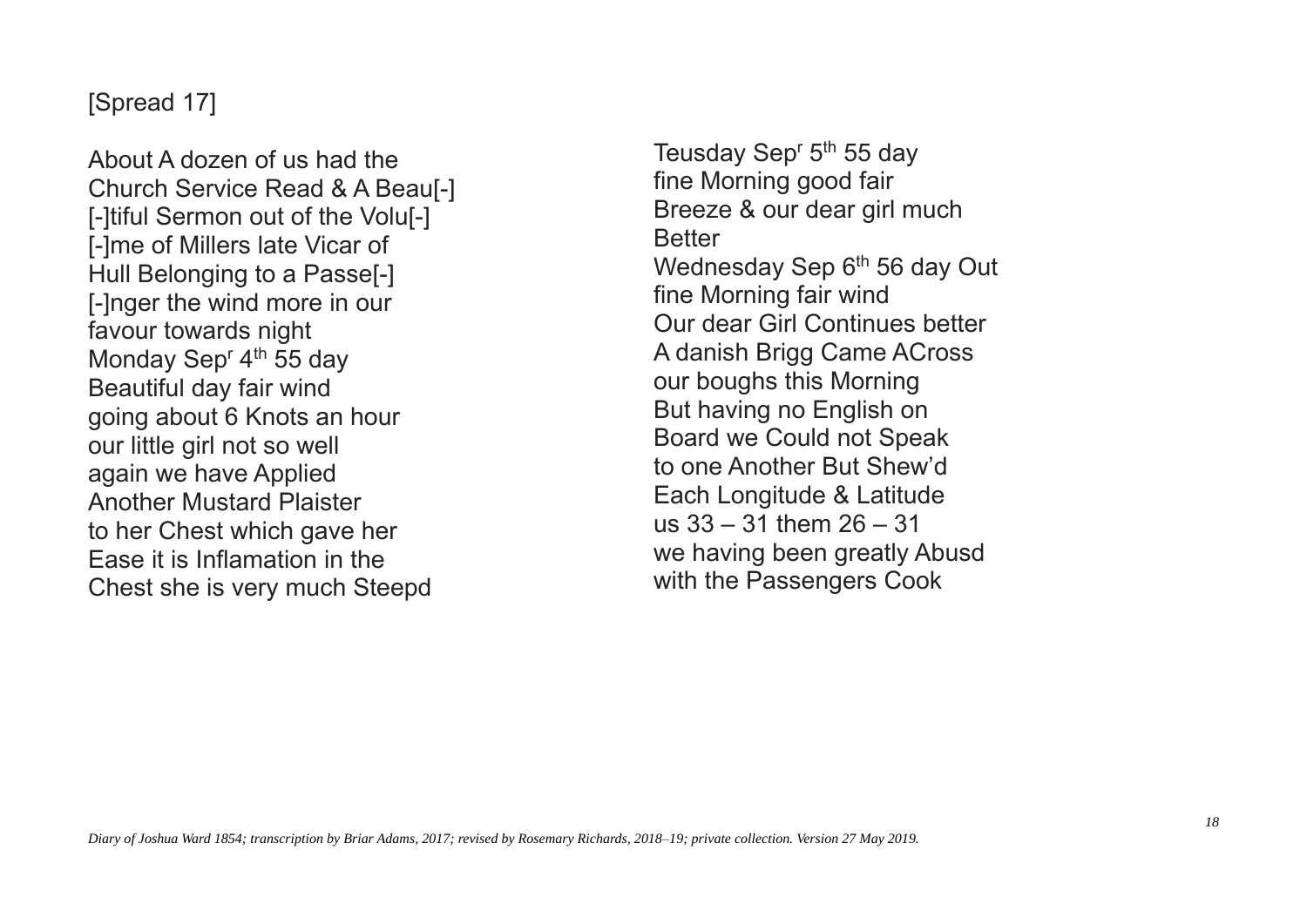[Spread 17]

About A dozen of us had the
Church Service Read & A Beau[-]
[-]tiful Sermon out of the Volu[-]
[-]me of Millers late Vicar of
Hull Belonging to a Passe[-]
[-]nger the wind more in our
favour towards night
Monday Sep[r] 4[th] 55 day
Beautiful day fair wind
going about 6 Knots an hour
our little girl not so well
again we have Applied
Another Mustard Plaister
to her Chest which gave her
Ease it is Inflamation in the
Chest she is very much Steepd

Teusday Sep[r] 5[th] 55 day
fine Morning good fair
Breeze & our dear girl much
Better
Wednesday Sep 6[th] 56 day Out
fine Morning fair wind
Our dear Girl Continues better
A danish Brigg Came ACross
our boughs this Morning
But having no English on
Board we Could not Speak
to one Another But Shew'd
Each Longitude & Latitude
us 33 – 31 them 26 – 31
we having been greatly Abusd
with the Passengers Cook

*Diary of Joshua Ward 1854; transcription by Briar Adams, 2017; revised by Rosemary Richards, 2018–19; private collection. Version 27 May 2019.*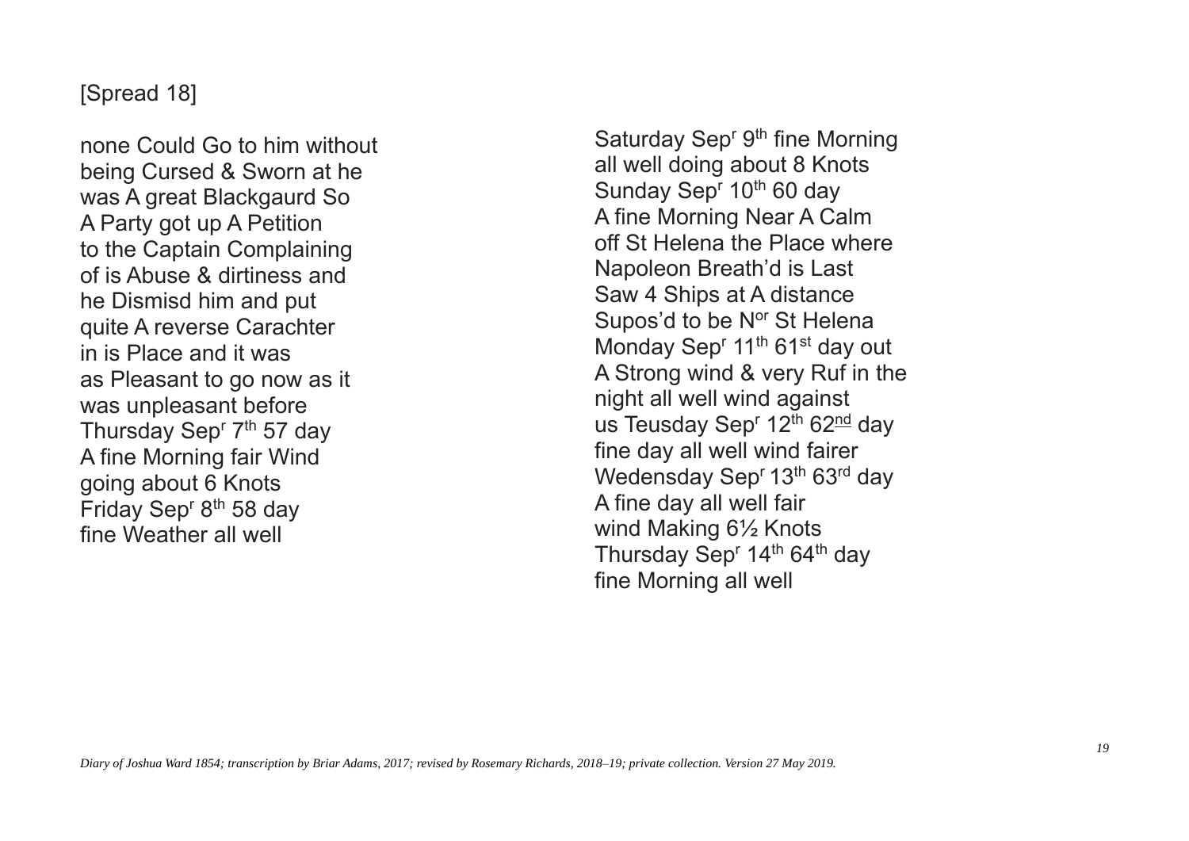[Spread 18]

none Could Go to him without
being Cursed & Sworn at he
was A great Blackgaurd So
A Party got up A Petition
to the Captain Complaining
of is Abuse & dirtiness and
he Dismisd him and put
quite A reverse Carachter
in is Place and it was
as Pleasant to go now as it
was unpleasant before
Thursday Sep[r] 7[th] 57 day
A fine Morning fair Wind
going about 6 Knots
Friday Sep[r] 8[th] 58 day
fine Weather all well

Saturday Sep[r] 9[th] fine Morning
all well doing about 8 Knots
Sunday Sep[r] 10[th] 60 day
A fine Morning Near A Calm
off St Helena the Place where
Napoleon Breath'd is Last
Saw 4 Ships at A distance
Supos'd to be N[or] St Helena
Monday Sep[r] 11[th] 61[st] day out
A Strong wind & very Ruf in the
night all well wind against
us Teusday Sep[r] 12[th] 62[nd] day
fine day all well wind fairer
Wedensday Sep[r] 13[th] 63[rd] day
A fine day all well fair
wind Making 6½ Knots
Thursday Sep[r] 14[th] 64[th] day
fine Morning all well

*Diary of Joshua Ward 1854; transcription by Briar Adams, 2017; revised by Rosemary Richards, 2018–19; private collection. Version 27 May 2019.*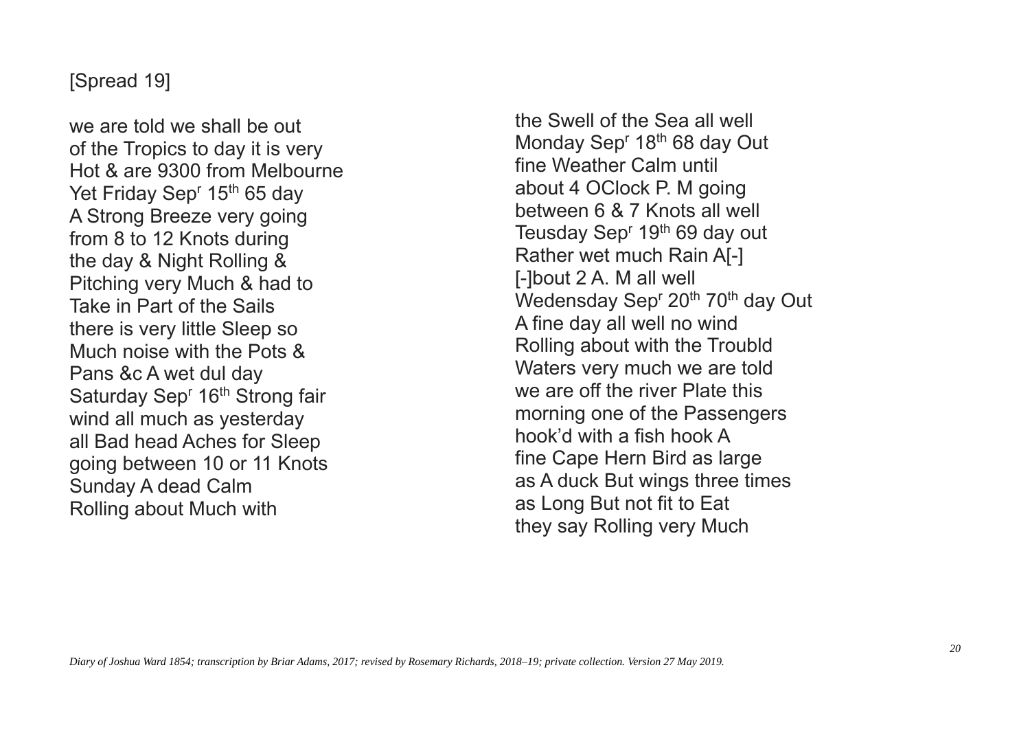[Spread 19]

we are told we shall be out
of the Tropics to day it is very
Hot & are 9300 from Melbourne
Yet Friday Sep^r^ 15^th^ 65 day
A Strong Breeze very going
from 8 to 12 Knots during
the day & Night Rolling &
Pitching very Much & had to
Take in Part of the Sails
there is very little Sleep so
Much noise with the Pots &
Pans &c A wet dul day
Saturday Sep^r^ 16^th^ Strong fair
wind all much as yesterday
all Bad head Aches for Sleep
going between 10 or 11 Knots
Sunday A dead Calm
Rolling about Much with

the Swell of the Sea all well
Monday Sep^r^ 18^th^ 68 day Out
fine Weather Calm until
about 4 OClock P. M going
between 6 & 7 Knots all well
Teusday Sep^r^ 19^th^ 69 day out
Rather wet much Rain A[-]
[-]bout 2 A. M all well
Wedensday Sep^r^ 20^th^ 70^th^ day Out
A fine day all well no wind
Rolling about with the Troubld
Waters very much we are told
we are off the river Plate this
morning one of the Passengers
hook'd with a fish hook A
fine Cape Hern Bird as large
as A duck But wings three times
as Long But not fit to Eat
they say Rolling very Much

*Diary of Joshua Ward 1854; transcription by Briar Adams, 2017; revised by Rosemary Richards, 2018–19; private collection. Version 27 May 2019.*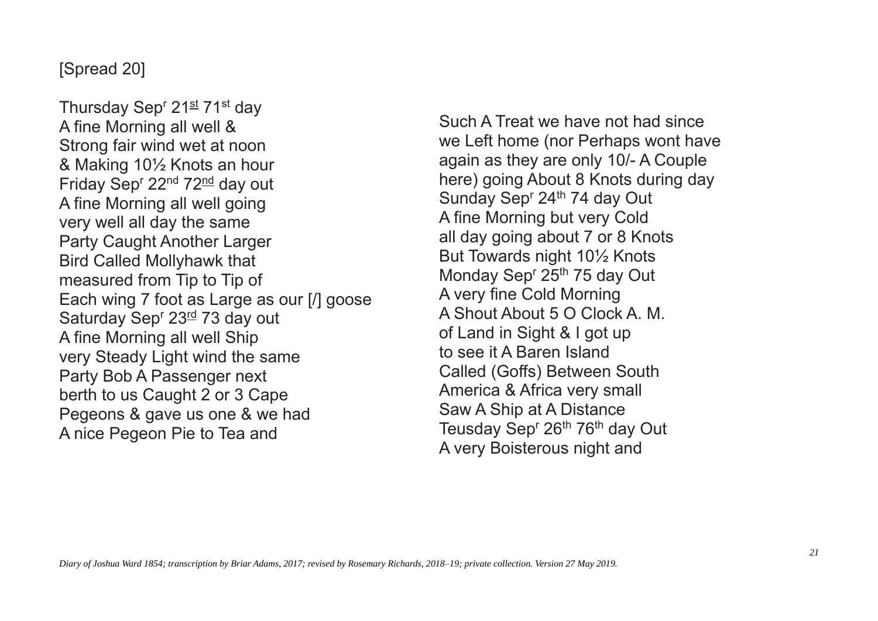[Spread 20]

Thursday Sep^r 21^st 71^st day
A fine Morning all well &
Strong fair wind wet at noon
& Making 10½ Knots an hour
Friday Sep^r 22^nd 72^nd day out
A fine Morning all well going
very well all day the same
Party Caught Another Larger
Bird Called Mollyhawk that
measured from Tip to Tip of
Each wing 7 foot as Large as our [/] goose
Saturday Sep^r 23^rd 73 day out
A fine Morning all well Ship
very Steady Light wind the same
Party Bob A Passenger next
berth to us Caught 2 or 3 Cape
Pegeons & gave us one & we had
A nice Pegeon Pie to Tea and

Such A Treat we have not had since
we Left home (nor Perhaps wont have
again as they are only 10/- A Couple
here) going About 8 Knots during day
Sunday Sep^r 24^th 74 day Out
A fine Morning but very Cold
all day going about 7 or 8 Knots
But Towards night 10½ Knots
Monday Sep^r 25^th 75 day Out
A very fine Cold Morning
A Shout About 5 O Clock A. M.
of Land in Sight & I got up
to see it A Baren Island
Called (Goffs) Between South
America & Africa very small
Saw A Ship at A Distance
Teusday Sep^r 26^th 76^th day Out
A very Boisterous night and

*Diary of Joshua Ward 1854; transcription by Briar Adams, 2017; revised by Rosemary Richards, 2018–19; private collection. Version 27 May 2019.*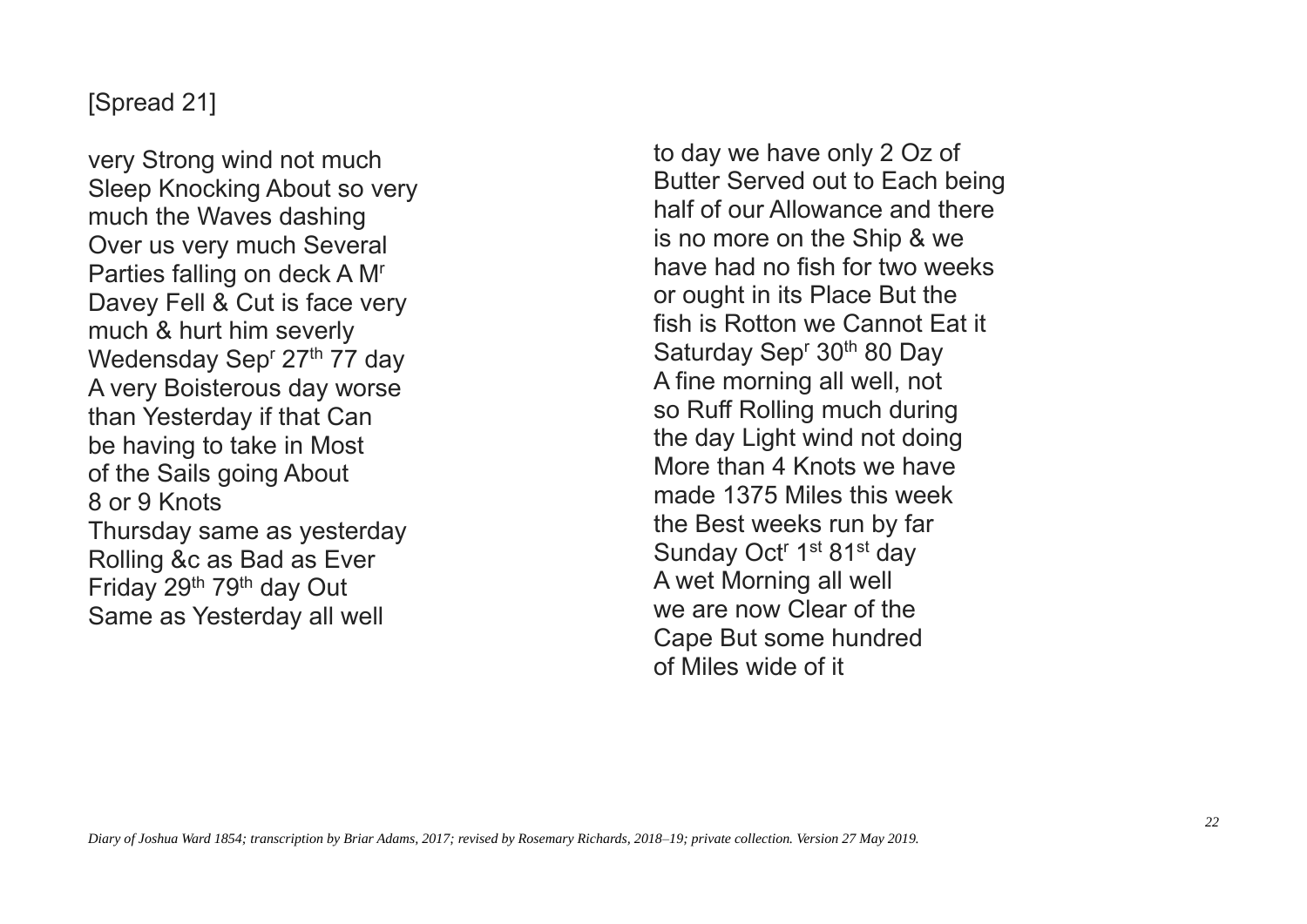[Spread 21]

very Strong wind not much
Sleep Knocking About so very
much the Waves dashing
Over us very much Several
Parties falling on deck A M[r]
Davey Fell & Cut is face very
much & hurt him severly
Wedensday Sep[r] 27[th] 77 day
A very Boisterous day worse
than Yesterday if that Can
be having to take in Most
of the Sails going About
8 or 9 Knots
Thursday same as yesterday
Rolling &c as Bad as Ever
Friday 29[th] 79[th] day Out
Same as Yesterday all well

to day we have only 2 Oz of
Butter Served out to Each being
half of our Allowance and there
is no more on the Ship & we
have had no fish for two weeks
or ought in its Place But the
fish is Rotton we Cannot Eat it
Saturday Sep[r] 30[th] 80 Day
A fine morning all well, not
so Ruff Rolling much during
the day Light wind not doing
More than 4 Knots we have
made 1375 Miles this week
the Best weeks run by far
Sunday Oct[r] 1[st] 81[st] day
A wet Morning all well
we are now Clear of the
Cape But some hundred
of Miles wide of it

*Diary of Joshua Ward 1854; transcription by Briar Adams, 2017; revised by Rosemary Richards, 2018–19; private collection. Version 27 May 2019.*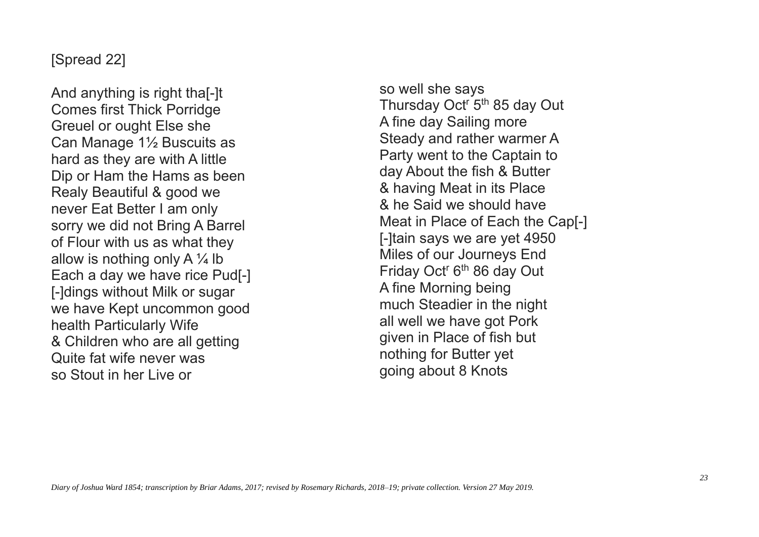[Spread 22]

And anything is right tha[-]t
Comes first Thick Porridge
Greuel or ought Else she
Can Manage 1½ Buscuits as
hard as they are with A little
Dip or Ham the Hams as been
Realy Beautiful & good we
never Eat Better I am only
sorry we did not Bring A Barrel
of Flour with us as what they
allow is nothing only A ¼ lb
Each a day we have rice Pud[-]
[-]dings without Milk or sugar
we have Kept uncommon good
health Particularly Wife
& Children who are all getting
Quite fat wife never was
so Stout in her Live or

so well she says
Thursday Oct[r] 5[th] 85 day Out
A fine day Sailing more
Steady and rather warmer A
Party went to the Captain to
day About the fish & Butter
& having Meat in its Place
& he Said we should have
Meat in Place of Each the Cap[-]
[-]tain says we are yet 4950
Miles of our Journeys End
Friday Oct[r] 6[th] 86 day Out
A fine Morning being
much Steadier in the night
all well we have got Pork
given in Place of fish but
nothing for Butter yet
going about 8 Knots

*Diary of Joshua Ward 1854; transcription by Briar Adams, 2017; revised by Rosemary Richards, 2018–19; private collection. Version 27 May 2019.*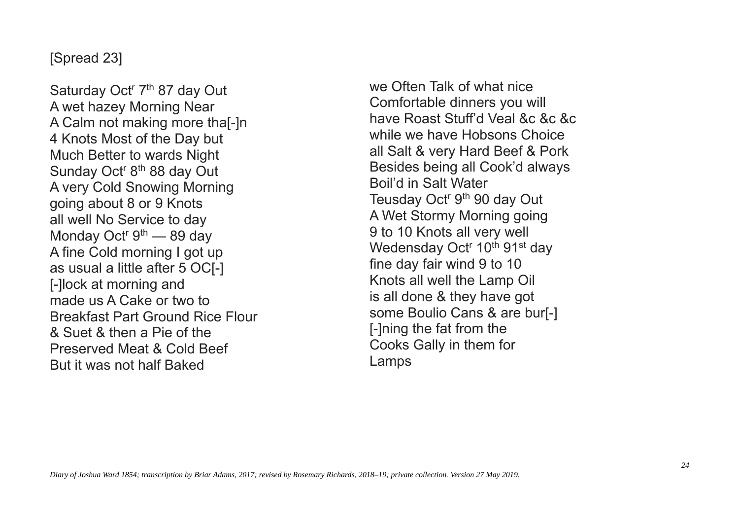[Spread 23]

Saturday Oct^r 7^th 87 day Out
A wet hazey Morning Near
A Calm not making more tha[-]n
4 Knots Most of the Day but
Much Better to wards Night
Sunday Oct^r 8^th 88 day Out
A very Cold Snowing Morning
going about 8 or 9 Knots
all well No Service to day
Monday Oct^r 9^th — 89 day
A fine Cold morning I got up
as usual a little after 5 OC[-]
[-]lock at morning and
made us A Cake or two to
Breakfast Part Ground Rice Flour
& Suet & then a Pie of the
Preserved Meat & Cold Beef
But it was not half Baked

we Often Talk of what nice
Comfortable dinners you will
have Roast Stuff'd Veal &c &c &c
while we have Hobsons Choice
all Salt & very Hard Beef & Pork
Besides being all Cook'd always
Boil'd in Salt Water
Teusday Oct^r 9^th 90 day Out
A Wet Stormy Morning going
9 to 10 Knots all very well
Wedensday Oct^r 10^th 91^st day
fine day fair wind 9 to 10
Knots all well the Lamp Oil
is all done & they have got
some Boulio Cans & are bur[-]
[-]ning the fat from the
Cooks Gally in them for
Lamps

*Diary of Joshua Ward 1854; transcription by Briar Adams, 2017; revised by Rosemary Richards, 2018–19; private collection. Version 27 May 2019.*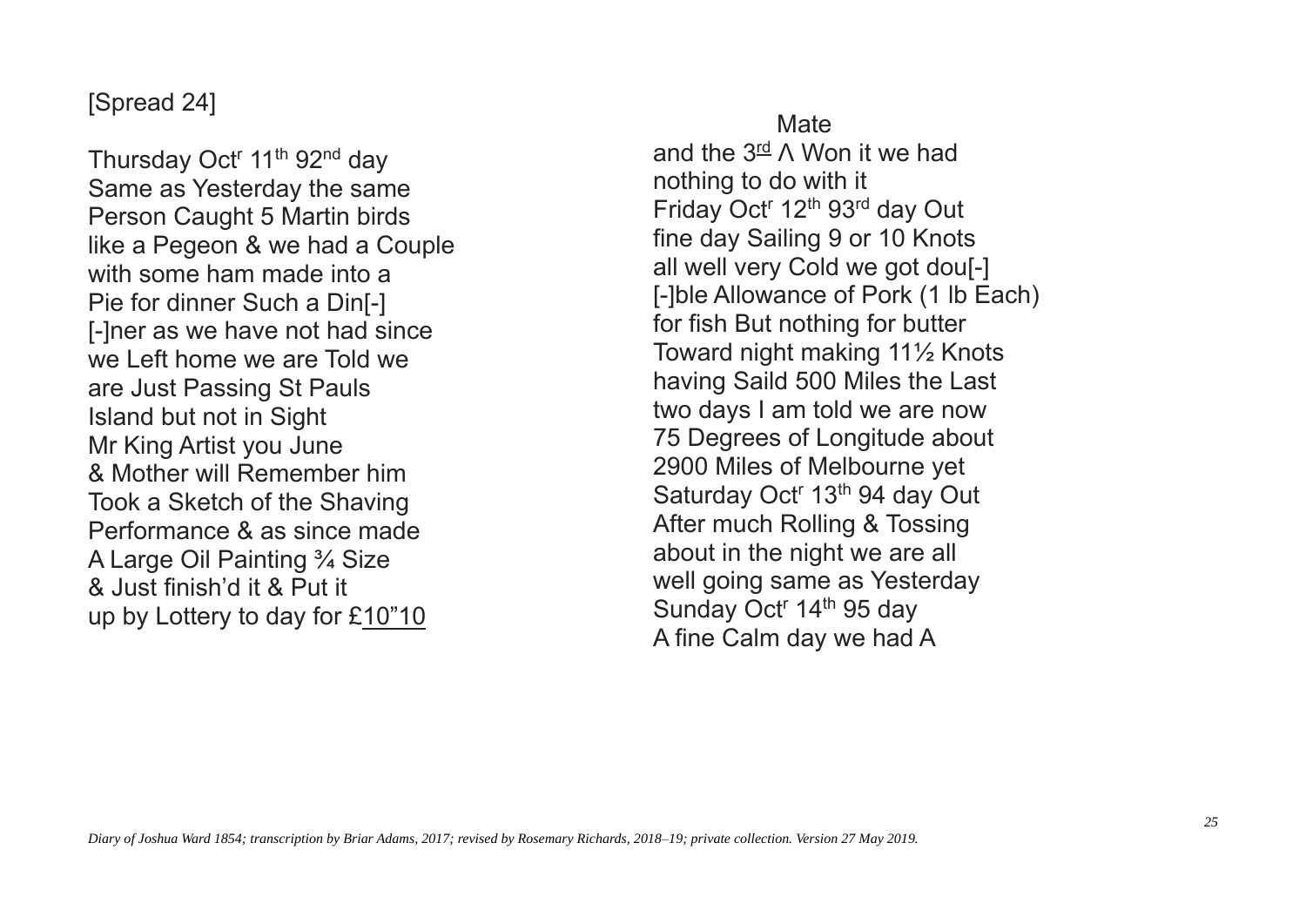[Spread 24]

Thursday Oct^r^ 11^th^ 92^nd^ day
Same as Yesterday the same
Person Caught 5 Martin birds
like a Pegeon & we had a Couple
with some ham made into a
Pie for dinner Such a Din[-]
[-]ner as we have not had since
we Left home we are Told we
are Just Passing St Pauls
Island but not in Sight
Mr King Artist you June
& Mother will Remember him
Took a Sketch of the Shaving
Performance & as since made
A Large Oil Painting ¾ Size
& Just finish'd it & Put it
up by Lottery to day for £10"10

Mate
and the 3^rd^ Λ Won it we had
nothing to do with it
Friday Oct^r^ 12^th^ 93^rd^ day Out
fine day Sailing 9 or 10 Knots
all well very Cold we got dou[-]
[-]ble Allowance of Pork (1 lb Each)
for fish But nothing for butter
Toward night making 11½ Knots
having Saild 500 Miles the Last
two days I am told we are now
75 Degrees of Longitude about
2900 Miles of Melbourne yet
Saturday Oct^r^ 13^th^ 94 day Out
After much Rolling & Tossing
about in the night we are all
well going same as Yesterday
Sunday Oct^r^ 14^th^ 95 day
A fine Calm day we had A

*Diary of Joshua Ward 1854; transcription by Briar Adams, 2017; revised by Rosemary Richards, 2018–19; private collection. Version 27 May 2019.*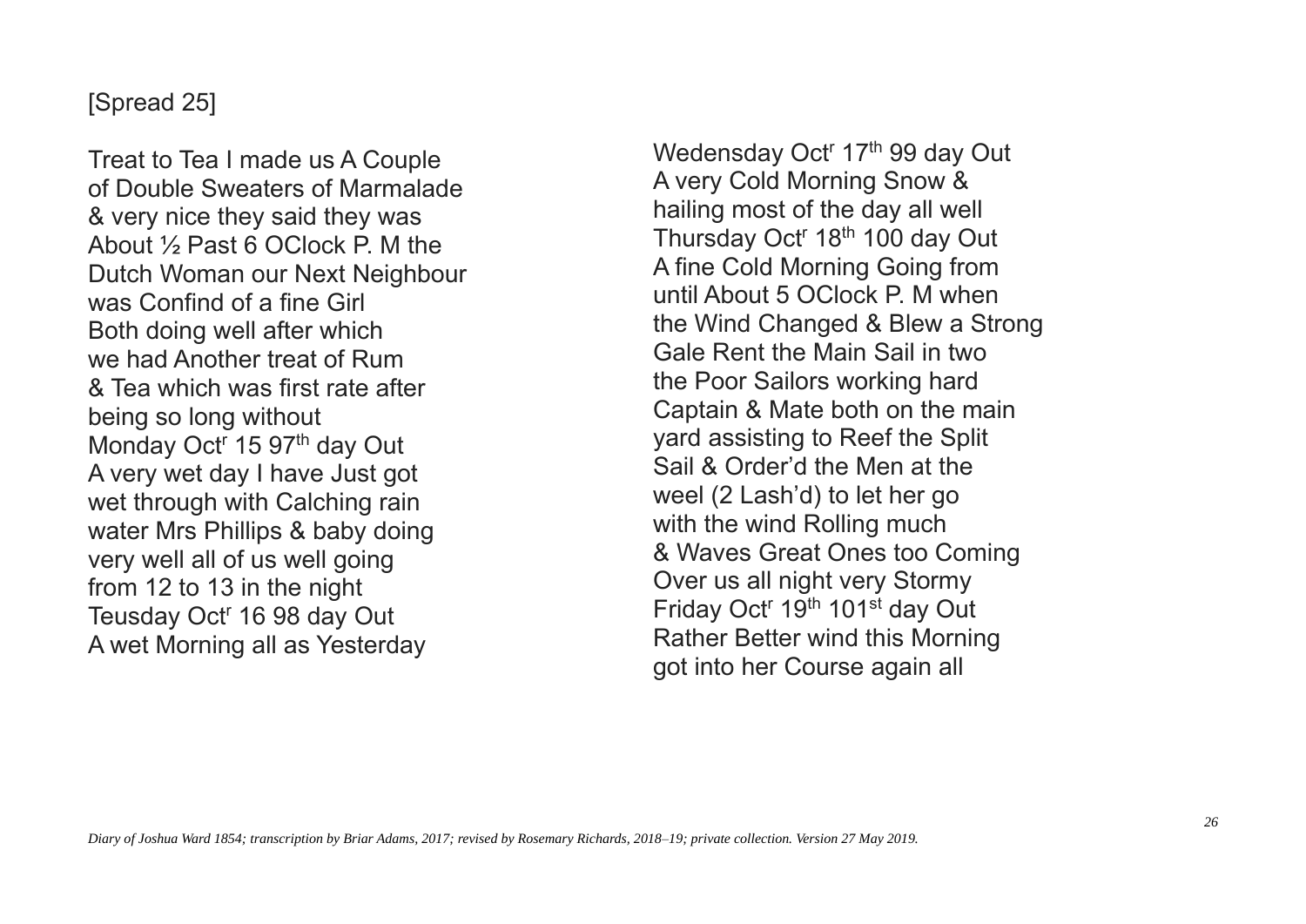[Spread 25]

Treat to Tea I made us A Couple
of Double Sweaters of Marmalade
& very nice they said they was
About ½ Past 6 OClock P. M the
Dutch Woman our Next Neighbour
was Confind of a fine Girl
Both doing well after which
we had Another treat of Rum
& Tea which was first rate after
being so long without
Monday Oct[r] 15 97[th] day Out
A very wet day I have Just got
wet through with Calching rain
water Mrs Phillips & baby doing
very well all of us well going
from 12 to 13 in the night
Teusday Oct[r] 16 98 day Out
A wet Morning all as Yesterday

Wedensday Oct[r] 17[th] 99 day Out
A very Cold Morning Snow &
hailing most of the day all well
Thursday Oct[r] 18[th] 100 day Out
A fine Cold Morning Going from
until About 5 OClock P. M when
the Wind Changed & Blew a Strong
Gale Rent the Main Sail in two
the Poor Sailors working hard
Captain & Mate both on the main
yard assisting to Reef the Split
Sail & Order'd the Men at the
weel (2 Lash'd) to let her go
with the wind Rolling much
& Waves Great Ones too Coming
Over us all night very Stormy
Friday Oct[r] 19[th] 101[st] day Out
Rather Better wind this Morning
got into her Course again all

*Diary of Joshua Ward 1854; transcription by Briar Adams, 2017; revised by Rosemary Richards, 2018–19; private collection. Version 27 May 2019.*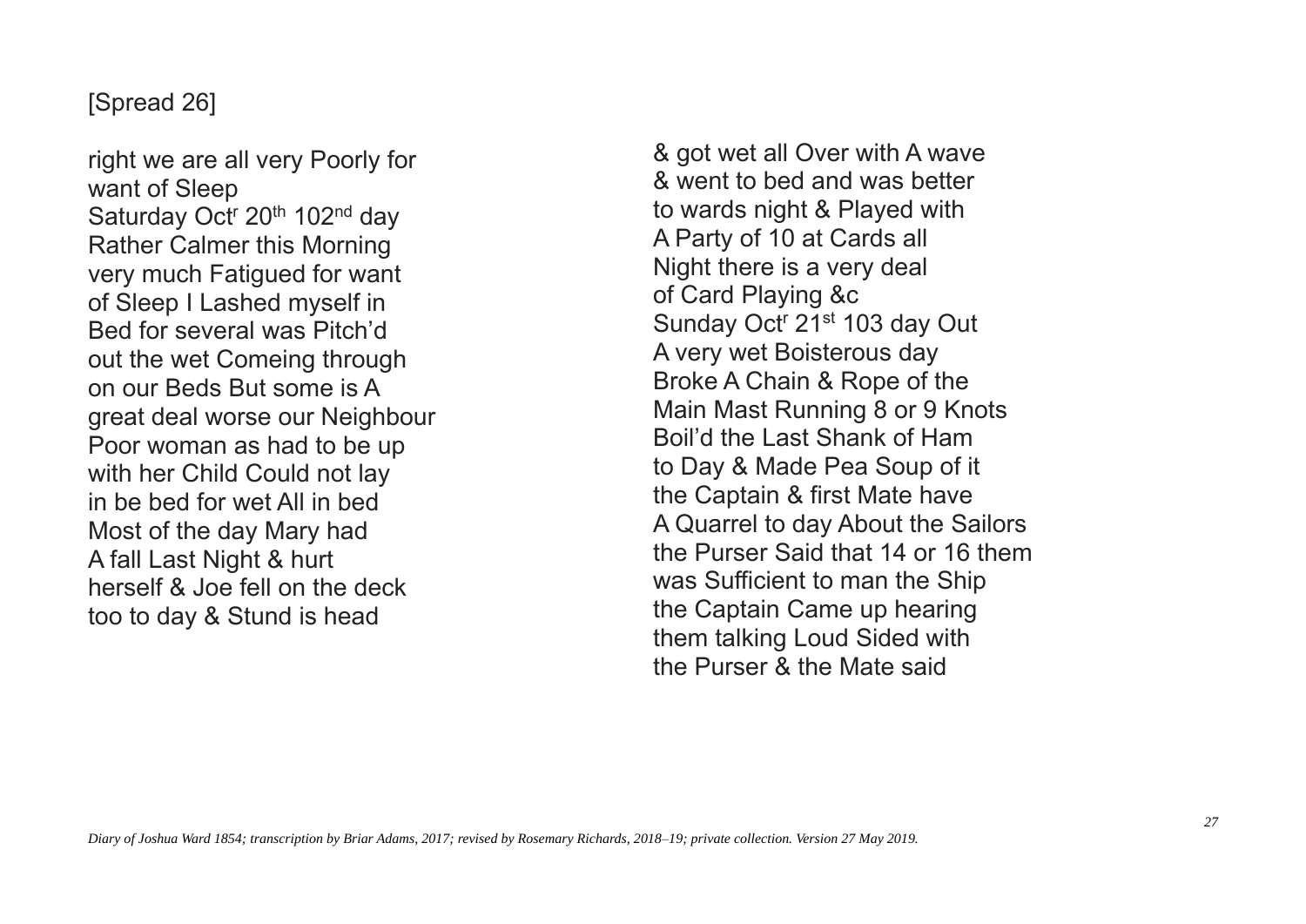[Spread 26]

right we are all very Poorly for
want of Sleep
Saturday Oct[r] 20[th] 102[nd] day
Rather Calmer this Morning
very much Fatigued for want
of Sleep I Lashed myself in
Bed for several was Pitch'd
out the wet Comeing through
on our Beds But some is A
great deal worse our Neighbour
Poor woman as had to be up
with her Child Could not lay
in be bed for wet All in bed
Most of the day Mary had
A fall Last Night & hurt
herself & Joe fell on the deck
too to day & Stund is head

& got wet all Over with A wave
& went to bed and was better
to wards night & Played with
A Party of 10 at Cards all
Night there is a very deal
of Card Playing &c
Sunday Oct[r] 21[st] 103 day Out
A very wet Boisterous day
Broke A Chain & Rope of the
Main Mast Running 8 or 9 Knots
Boil'd the Last Shank of Ham
to Day & Made Pea Soup of it
the Captain & first Mate have
A Quarrel to day About the Sailors
the Purser Said that 14 or 16 them
was Sufficient to man the Ship
the Captain Came up hearing
them talking Loud Sided with
the Purser & the Mate said

*Diary of Joshua Ward 1854; transcription by Briar Adams, 2017; revised by Rosemary Richards, 2018–19; private collection. Version 27 May 2019.*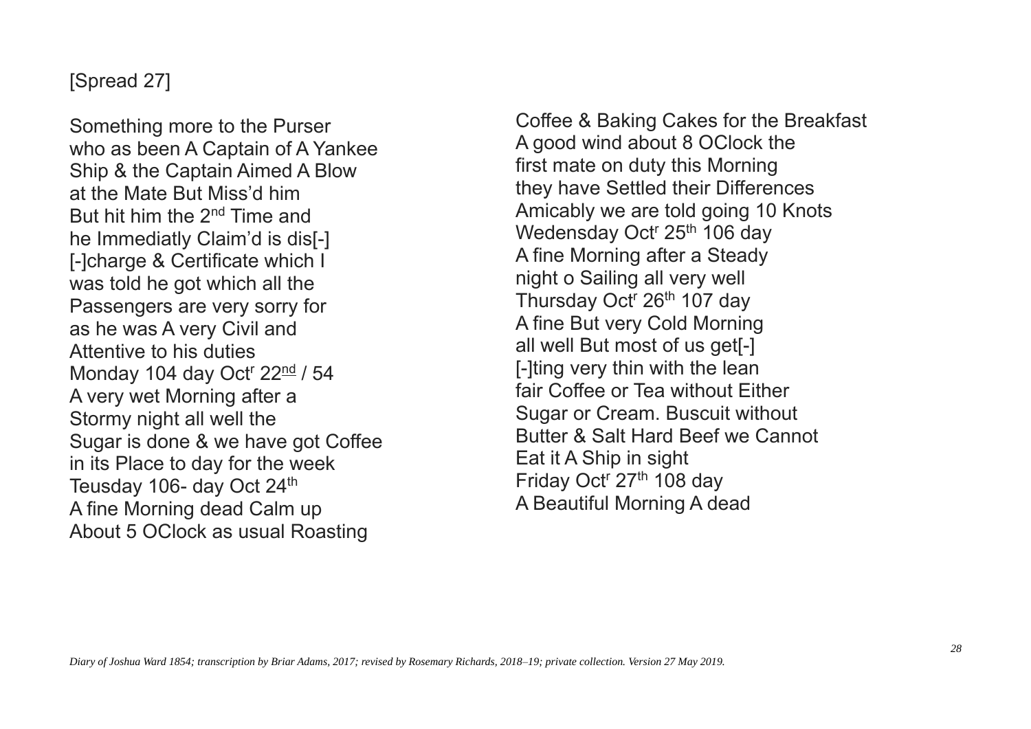[Spread 27]

Something more to the Purser
who as been A Captain of A Yankee
Ship & the Captain Aimed A Blow
at the Mate But Miss'd him
But hit him the 2nd Time and
he Immediatly Claim'd is dis[-]
[-]charge & Certificate which I
was told he got which all the
Passengers are very sorry for
as he was A very Civil and
Attentive to his duties
Monday 104 day Octr 22nd / 54
A very wet Morning after a
Stormy night all well the
Sugar is done & we have got Coffee
in its Place to day for the week
Teusday 106- day Oct 24th
A fine Morning dead Calm up
About 5 OClock as usual Roasting
Coffee & Baking Cakes for the Breakfast
A good wind about 8 OClock the
first mate on duty this Morning
they have Settled their Differences
Amicably we are told going 10 Knots
Wedensday Octr 25th 106 day
A fine Morning after a Steady
night o Sailing all very well
Thursday Octr 26th 107 day
A fine But very Cold Morning
all well But most of us get[-]
[-]ting very thin with the lean
fair Coffee or Tea without Either
Sugar or Cream. Buscuit without
Butter & Salt Hard Beef we Cannot
Eat it A Ship in sight
Friday Octr 27th 108 day
A Beautiful Morning A dead

*Diary of Joshua Ward 1854; transcription by Briar Adams, 2017; revised by Rosemary Richards, 2018–19; private collection. Version 27 May 2019.*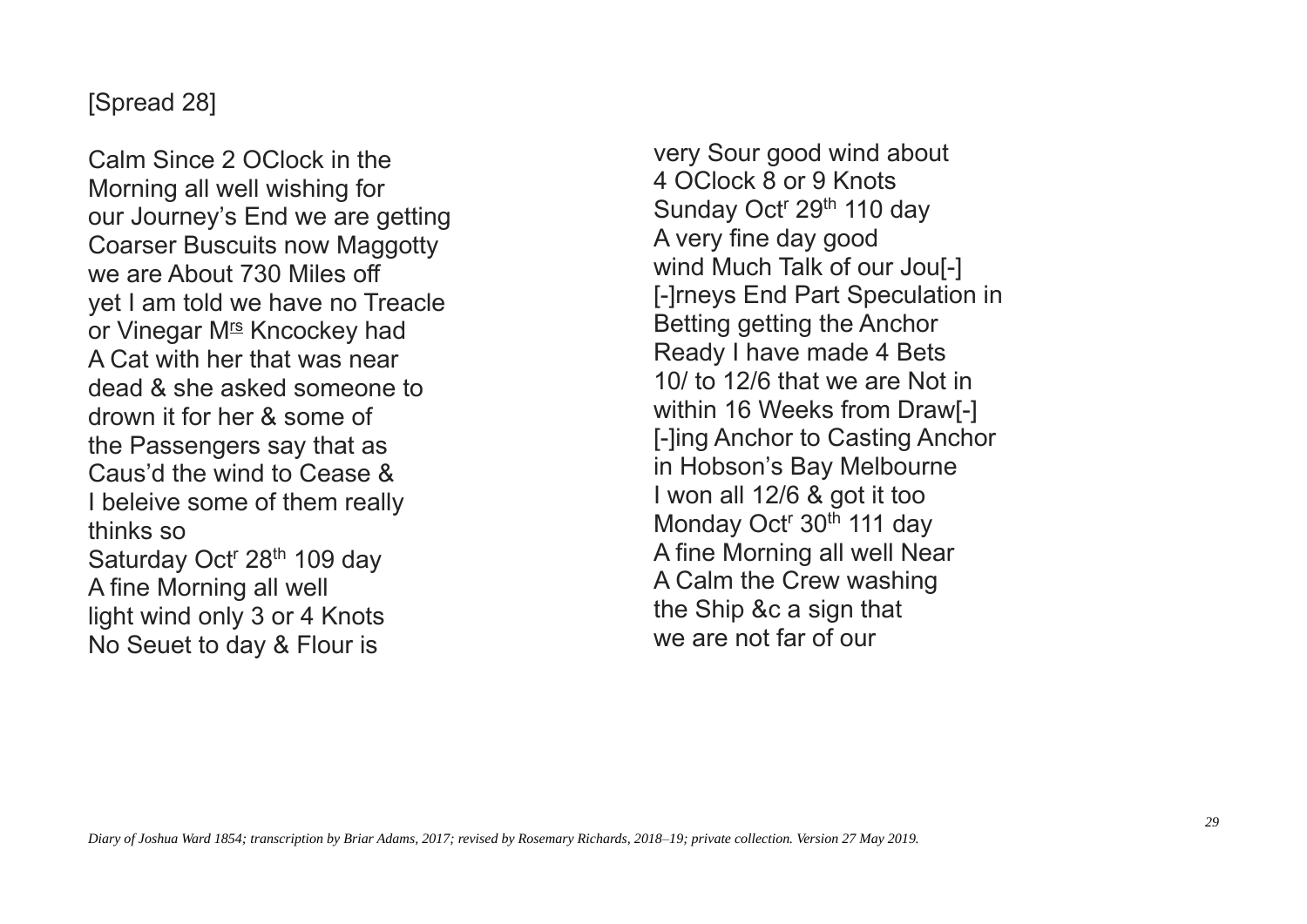[Spread 28]

Calm Since 2 OClock in the
Morning all well wishing for
our Journey's End we are getting
Coarser Buscuits now Maggotty
we are About 730 Miles off
yet I am told we have no Treacle
or Vinegar M[rs] Kncockey had
A Cat with her that was near
dead & she asked someone to
drown it for her & some of
the Passengers say that as
Caus'd the wind to Cease &
I beleive some of them really
thinks so
Saturday Oct[r] 28[th] 109 day
A fine Morning all well
light wind only 3 or 4 Knots
No Seuet to day & Flour is
very Sour good wind about
4 OClock 8 or 9 Knots
Sunday Oct[r] 29[th] 110 day
A very fine day good
wind Much Talk of our Jou[-]
[-]rneys End Part Speculation in
Betting getting the Anchor
Ready I have made 4 Bets
10/ to 12/6 that we are Not in
within 16 Weeks from Draw[-]
[-]ing Anchor to Casting Anchor
in Hobson's Bay Melbourne
I won all 12/6 & got it too
Monday Oct[r] 30[th] 111 day
A fine Morning all well Near
A Calm the Crew washing
the Ship &c a sign that
we are not far of our

*Diary of Joshua Ward 1854; transcription by Briar Adams, 2017; revised by Rosemary Richards, 2018–19; private collection. Version 27 May 2019.*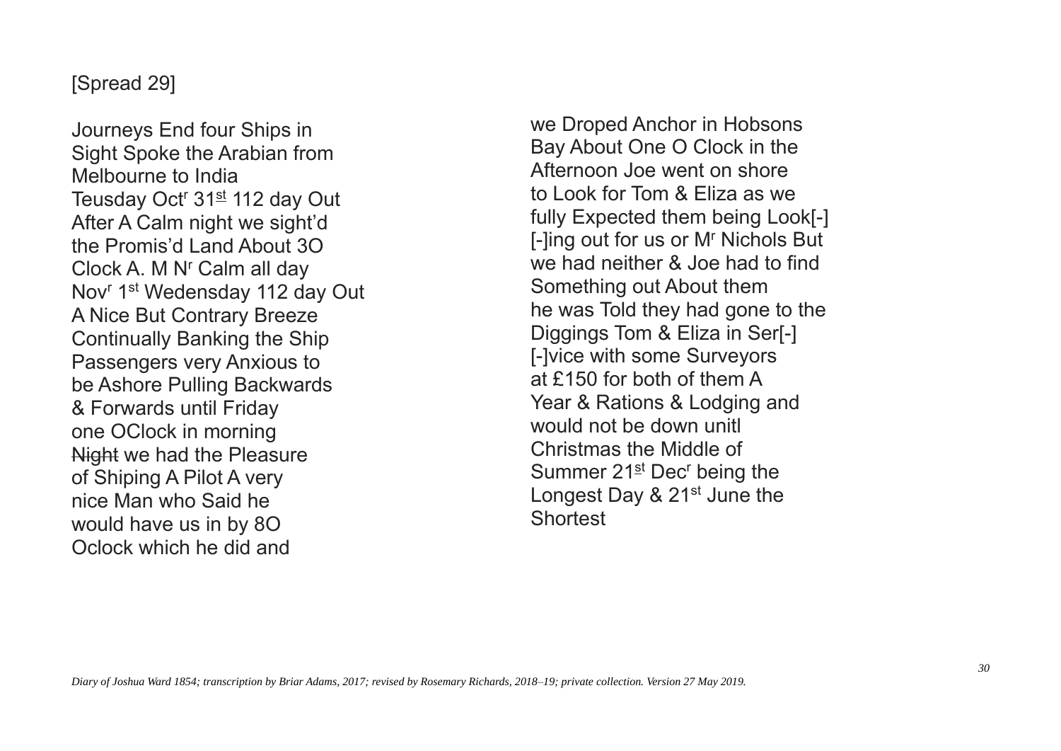[Spread 29]

Journeys End four Ships in
Sight Spoke the Arabian from
Melbourne to India
Teusday Oct$^{r}$ 31$^{st}$ 112 day Out
After A Calm night we sight'd
the Promis'd Land About 3O
Clock A. M N$^{r}$ Calm all day
Nov$^{r}$ 1$^{st}$ Wedensday 112 day Out
A Nice But Contrary Breeze
Continually Banking the Ship
Passengers very Anxious to
be Ashore Pulling Backwards
& Forwards until Friday
one OClock in morning
~~Night~~ we had the Pleasure
of Shiping A Pilot A very
nice Man who Said he
would have us in by 8O
Oclock which he did and

we Droped Anchor in Hobsons
Bay About One O Clock in the
Afternoon Joe went on shore
to Look for Tom & Eliza as we
fully Expected them being Look[-]
[-]ing out for us or M$^{r}$ Nichols But
we had neither & Joe had to find
Something out About them
he was Told they had gone to the
Diggings Tom & Eliza in Ser[-]
[-]vice with some Surveyors
at £150 for both of them A
Year & Rations & Lodging and
would not be down unitl
Christmas the Middle of
Summer 21$^{st}$ Dec$^{r}$ being the
Longest Day & 21$^{st}$ June the
Shortest

*Diary of Joshua Ward 1854; transcription by Briar Adams, 2017; revised by Rosemary Richards, 2018–19; private collection. Version 27 May 2019.*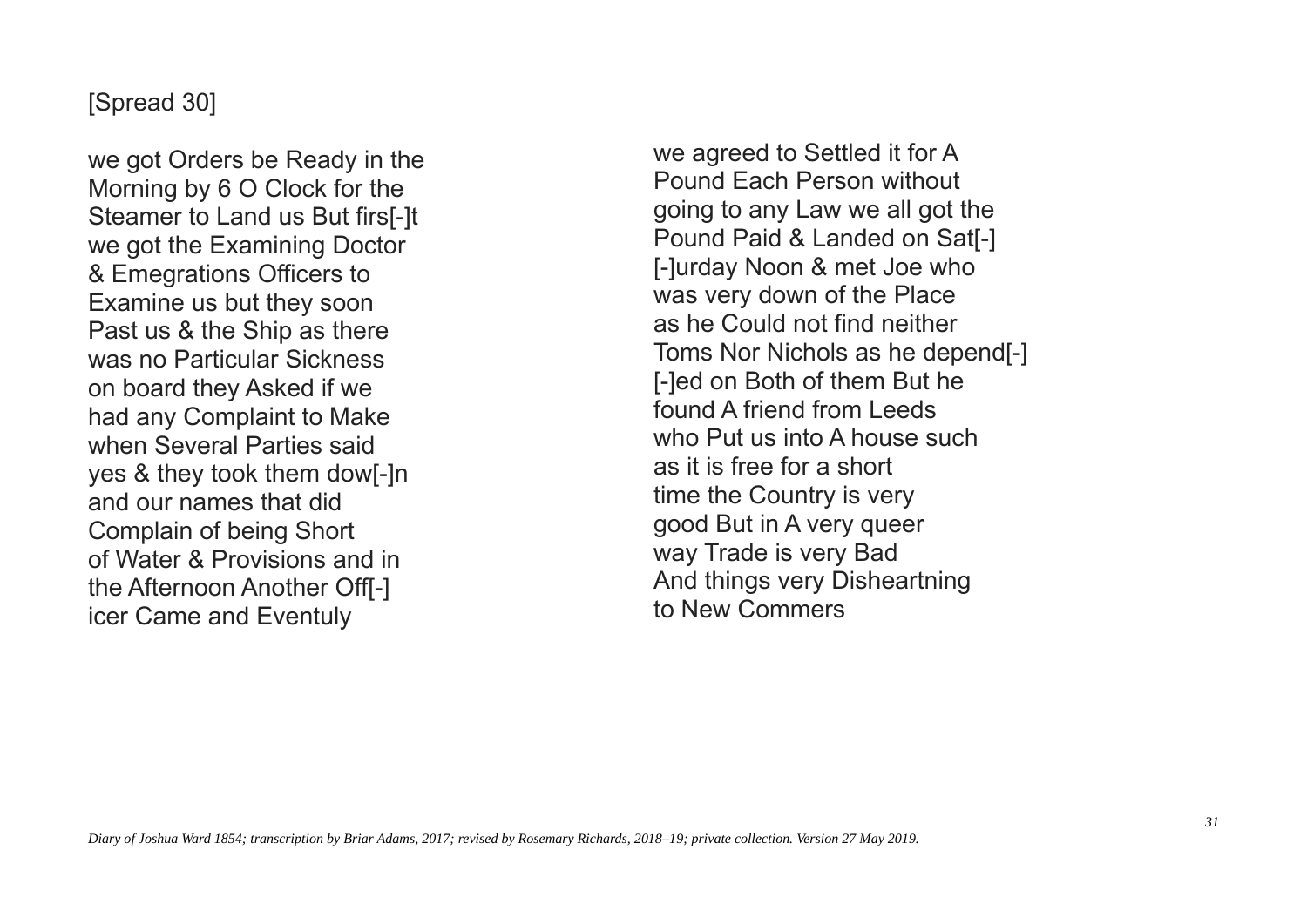[Spread 30]

we got Orders be Ready in the
Morning by 6 O Clock for the
Steamer to Land us But firs[-]t
we got the Examining Doctor
& Emegrations Officers to
Examine us but they soon
Past us & the Ship as there
was no Particular Sickness
on board they Asked if we
had any Complaint to Make
when Several Parties said
yes & they took them dow[-]n
and our names that did
Complain of being Short
of Water & Provisions and in
the Afternoon Another Off[-]
icer Came and Eventuly

we agreed to Settled it for A
Pound Each Person without
going to any Law we all got the
Pound Paid & Landed on Sat[-]
[-]urday Noon & met Joe who
was very down of the Place
as he Could not find neither
Toms Nor Nichols as he depend[-]
[-]ed on Both of them But he
found A friend from Leeds
who Put us into A house such
as it is free for a short
time the Country is very
good But in A very queer
way Trade is very Bad
And things very Disheartning
to New Commers

*Diary of Joshua Ward 1854; transcription by Briar Adams, 2017; revised by Rosemary Richards, 2018–19; private collection. Version 27 May 2019.*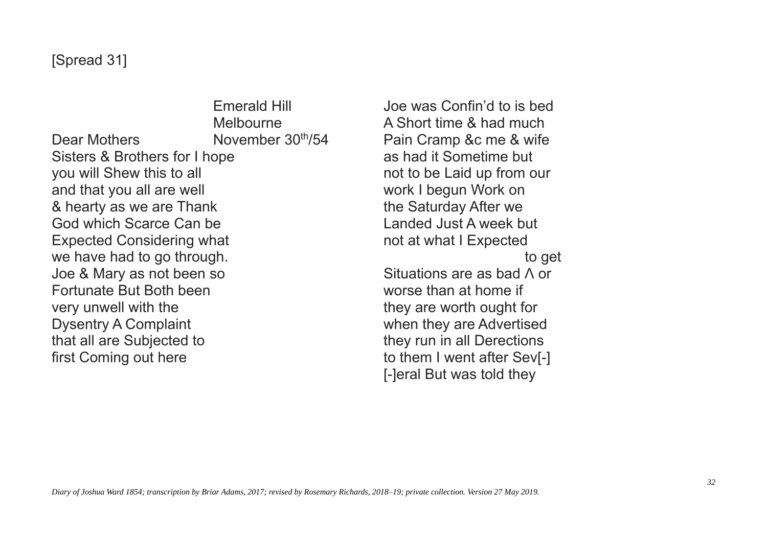[Spread 31]

Emerald Hill  
Melbourne  
Dear Mothers November 30th/54  
Sisters & Brothers for I hope  
you will Shew this to all  
and that you all are well  
& hearty as we are Thank  
God which Scarce Can be  
Expected Considering what  
we have had to go through.  
Joe & Mary as not been so  
Fortunate But Both been  
very unwell with the  
Dysentry A Complaint  
that all are Subjected to  
first Coming out here

Joe was Confin'd to is bed  
A Short time & had much  
Pain Cramp &c me & wife  
as had it Sometime but  
not to be Laid up from our  
work I begun Work on  
the Saturday After we  
Landed Just A week but  
not at what I Expected  
to get  
Situations are as bad Λ or  
worse than at home if  
they are worth ought for  
when they are Advertised  
they run in all Derections  
to them I went after Sev[-]  
[-]eral But was told they

*Diary of Joshua Ward 1854; transcription by Briar Adams, 2017; revised by Rosemary Richards, 2018–19; private collection. Version 27 May 2019.*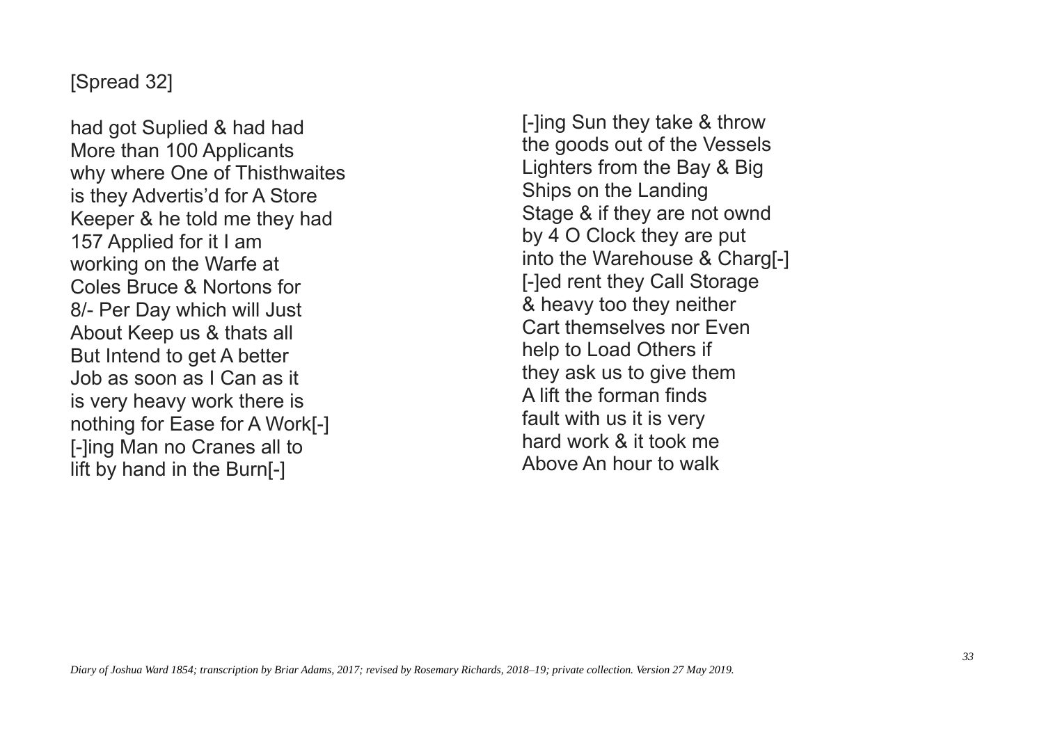[Spread 32]

had got Suplied & had had
More than 100 Applicants
why where One of Thisthwaites
is they Advertis'd for A Store
Keeper & he told me they had
157 Applied for it I am
working on the Warfe at
Coles Bruce & Nortons for
8/- Per Day which will Just
About Keep us & thats all
But Intend to get A better
Job as soon as I Can as it
is very heavy work there is
nothing for Ease for A Work[-]
[-]ing Man no Cranes all to
lift by hand in the Burn[-]

[-]ing Sun they take & throw
the goods out of the Vessels
Lighters from the Bay & Big
Ships on the Landing
Stage & if they are not ownd
by 4 O Clock they are put
into the Warehouse & Charg[-]
[-]ed rent they Call Storage
& heavy too they neither
Cart themselves nor Even
help to Load Others if
they ask us to give them
A lift the forman finds
fault with us it is very
hard work & it took me
Above An hour to walk

*Diary of Joshua Ward 1854; transcription by Briar Adams, 2017; revised by Rosemary Richards, 2018–19; private collection. Version 27 May 2019.*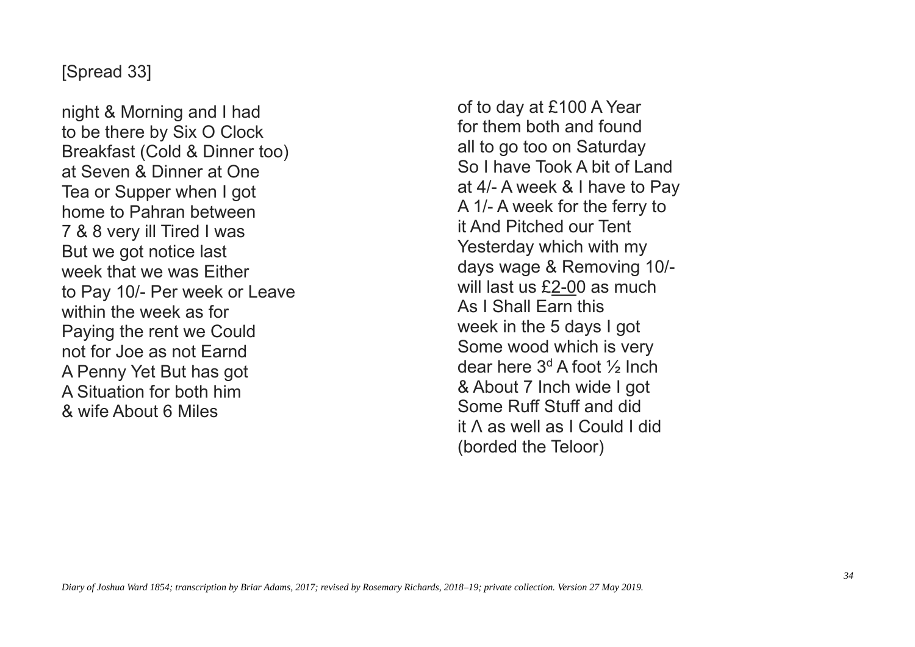[Spread 33]

night & Morning and I had
to be there by Six O Clock
Breakfast (Cold & Dinner too)
at Seven & Dinner at One
Tea or Supper when I got
home to Pahran between
7 & 8 very ill Tired I was
But we got notice last
week that we was Either
to Pay 10/- Per week or Leave
within the week as for
Paying the rent we Could
not for Joe as not Earnd
A Penny Yet But has got
A Situation for both him
& wife About 6 Miles

of to day at £100 A Year
for them both and found
all to go too on Saturday
So I have Took A bit of Land
at 4/- A week & I have to Pay
A 1/- A week for the ferry to
it And Pitched our Tent
Yesterday which with my
days wage & Removing 10/-
will last us £<u>2-0</u>0 as much
As I Shall Earn this
week in the 5 days I got
Some wood which is very
dear here 3d A foot ½ Inch
& About 7 Inch wide I got
Some Ruff Stuff and did
it ^ as well as I Could I did
(borded the Teloor)

*Diary of Joshua Ward 1854; transcription by Briar Adams, 2017; revised by Rosemary Richards, 2018–19; private collection. Version 27 May 2019.*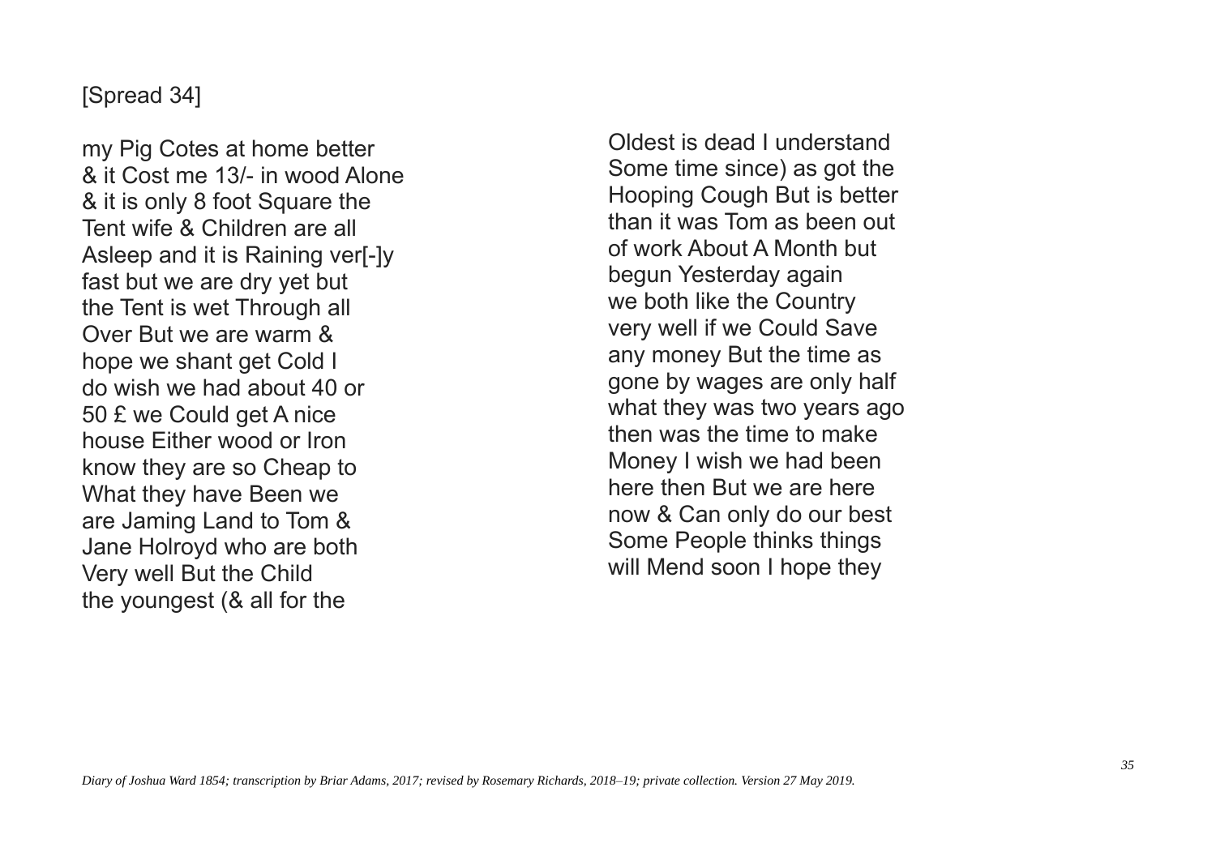[Spread 34]

my Pig Cotes at home better
& it Cost me 13/- in wood Alone
& it is only 8 foot Square the
Tent wife & Children are all
Asleep and it is Raining ver[-]y
fast but we are dry yet but
the Tent is wet Through all
Over But we are warm &
hope we shant get Cold I
do wish we had about 40 or
50 £ we Could get A nice
house Either wood or Iron
know they are so Cheap to
What they have Been we
are Jaming Land to Tom &
Jane Holroyd who are both
Very well But the Child
the youngest (& all for the

Oldest is dead I understand
Some time since) as got the
Hooping Cough But is better
than it was Tom as been out
of work About A Month but
begun Yesterday again
we both like the Country
very well if we Could Save
any money But the time as
gone by wages are only half
what they was two years ago
then was the time to make
Money I wish we had been
here then But we are here
now & Can only do our best
Some People thinks things
will Mend soon I hope they

*Diary of Joshua Ward 1854; transcription by Briar Adams, 2017; revised by Rosemary Richards, 2018–19; private collection. Version 27 May 2019.*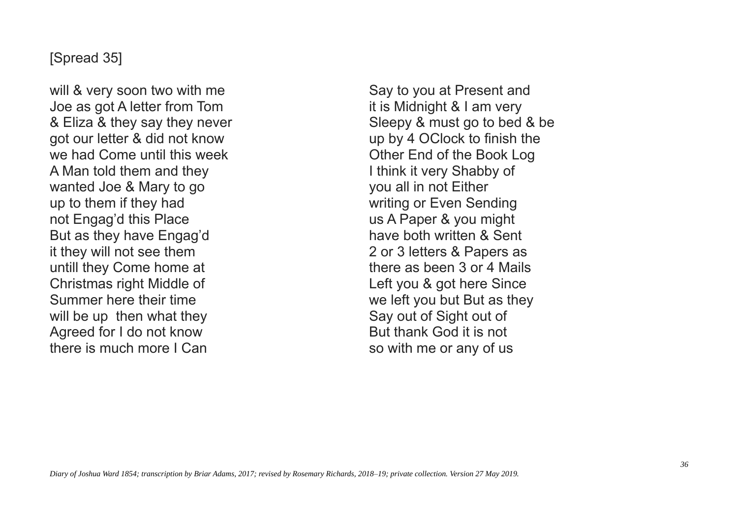[Spread 35]

will & very soon two with me
Joe as got A letter from Tom
& Eliza & they say they never
got our letter & did not know
we had Come until this week
A Man told them and they
wanted Joe & Mary to go
up to them if they had
not Engag'd this Place
But as they have Engag'd
it they will not see them
untill they Come home at
Christmas right Middle of
Summer here their time
will be up then what they
Agreed for I do not know
there is much more I Can

Say to you at Present and
it is Midnight & I am very
Sleepy & must go to bed & be
up by 4 OClock to finish the
Other End of the Book Log
I think it very Shabby of
you all in not Either
writing or Even Sending
us A Paper & you might
have both written & Sent
2 or 3 letters & Papers as
there as been 3 or 4 Mails
Left you & got here Since
we left you but But as they
Say out of Sight out of
But thank God it is not
so with me or any of us

*Diary of Joshua Ward 1854; transcription by Briar Adams, 2017; revised by Rosemary Richards, 2018–19; private collection. Version 27 May 2019.*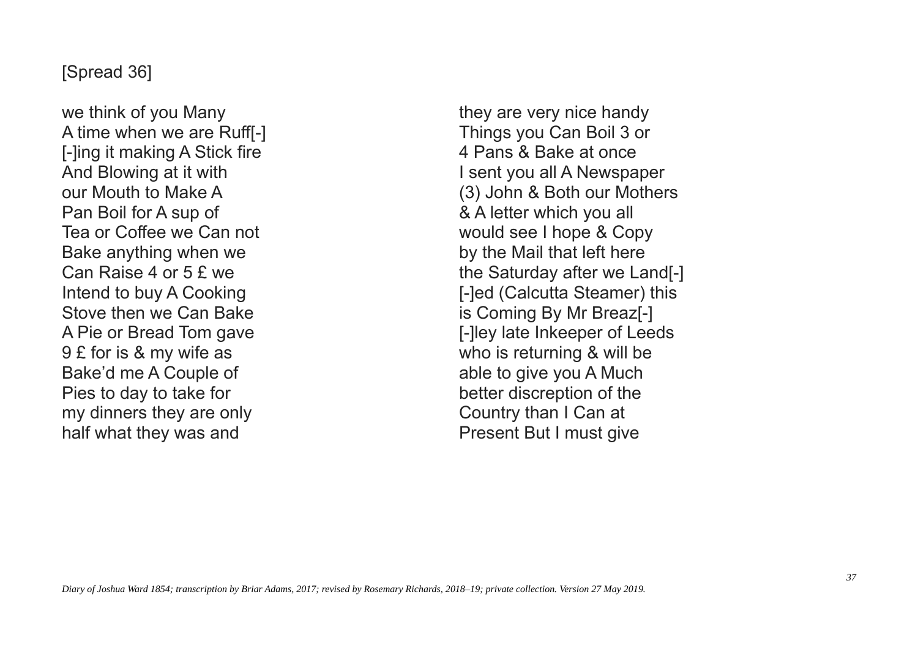[Spread 36]

we think of you Many
A time when we are Ruff[-]
[-]ing it making A Stick fire
And Blowing at it with
our Mouth to Make A
Pan Boil for A sup of
Tea or Coffee we Can not
Bake anything when we
Can Raise 4 or 5 £ we
Intend to buy A Cooking
Stove then we Can Bake
A Pie or Bread Tom gave
9 £ for is & my wife as
Bake'd me A Couple of
Pies to day to take for
my dinners they are only
half what they was and

they are very nice handy
Things you Can Boil 3 or
4 Pans & Bake at once
I sent you all A Newspaper
(3) John & Both our Mothers
& A letter which you all
would see I hope & Copy
by the Mail that left here
the Saturday after we Land[-]
[-]ed (Calcutta Steamer) this
is Coming By Mr Breaz[-]
[-]ley late Inkeeper of Leeds
who is returning & will be
able to give you A Much
better discreption of the
Country than I Can at
Present But I must give

*Diary of Joshua Ward 1854; transcription by Briar Adams, 2017; revised by Rosemary Richards, 2018–19; private collection. Version 27 May 2019.*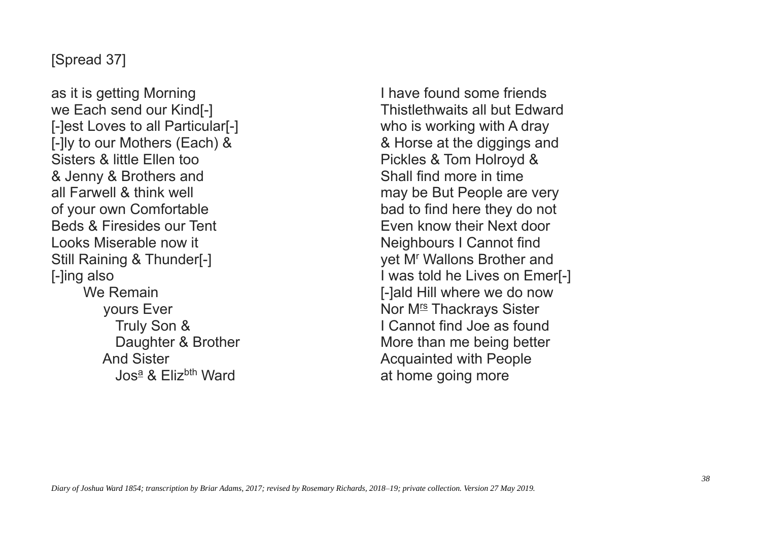[Spread 37]

as it is getting Morning
we Each send our Kind[-]
[-]est Loves to all Particular[-]
[-]ly to our Mothers (Each) &
Sisters & little Ellen too
& Jenny & Brothers and
all Farwell & think well
of your own Comfortable
Beds & Firesides our Tent
Looks Miserable now it
Still Raining & Thunder[-]
[-]ing also

We Remain
yours Ever
Truly Son &
Daughter & Brother
And Sister
Jos[a] & Eliz[bth] Ward

I have found some friends
Thistlethwaits all but Edward
who is working with A dray
& Horse at the diggings and
Pickles & Tom Holroyd &
Shall find more in time
may be But People are very
bad to find here they do not
Even know their Next door
Neighbours I Cannot find
yet M[r] Wallons Brother and
I was told he Lives on Emer[-]
[-]ald Hill where we do now
Nor M[rs] Thackrays Sister
I Cannot find Joe as found
More than me being better
Acquainted with People
at home going more

*Diary of Joshua Ward 1854; transcription by Briar Adams, 2017; revised by Rosemary Richards, 2018–19; private collection. Version 27 May 2019.*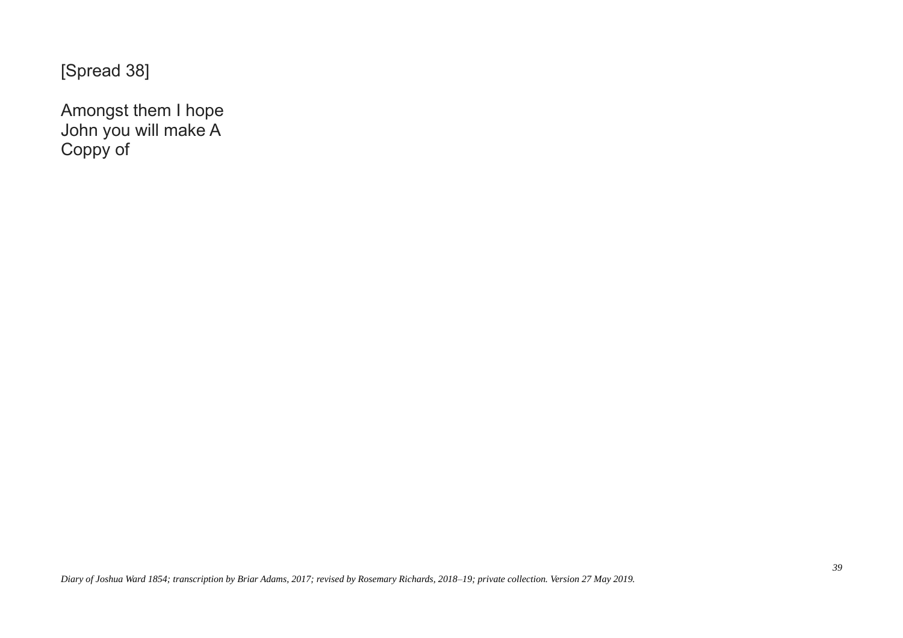[Spread 38]

Amongst them I hope
John you will make A
Coppy of